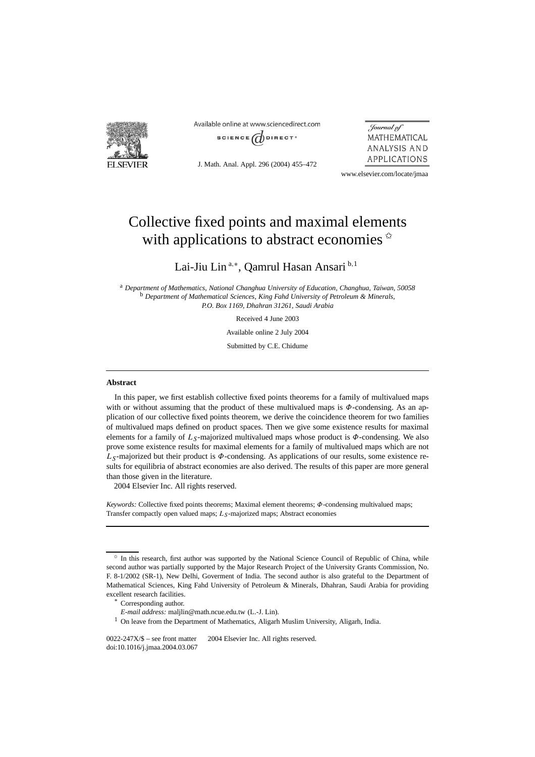# Collective fixed points and maximal elements with applications to abstract economies ☆

Lai-Jiu Lin [a,*], Qamrul Hasan Ansari [b,1]

[a] *Department of Mathematics, National Changhua University of Education, Changhua, Taiwan, 50058*
[b] *Department of Mathematical Sciences, King Fahd University of Petroleum & Minerals, P.O. Box 1169, Dhahran 31261, Saudi Arabia*

Received 4 June 2003

Available online 2 July 2004

Submitted by C.E. Chidume

## Abstract

In this paper, we first establish collective fixed points theorems for a family of multivalued maps with or without assuming that the product of these multivalued maps is $\Phi$-condensing. As an application of our collective fixed points theorem, we derive the coincidence theorem for two families of multivalued maps defined on product spaces. Then we give some existence results for maximal elements for a family of $L_S$-majorized multivalued maps whose product is $\Phi$-condensing. We also prove some existence results for maximal elements for a family of multivalued maps which are not $L_S$-majorized but their product is $\Phi$-condensing. As applications of our results, some existence results for equilibria of abstract economies are also derived. The results of this paper are more general than those given in the literature.

© 2004 Elsevier Inc. All rights reserved.

*Keywords:* Collective fixed points theorems; Maximal element theorems; $\Phi$-condensing multivalued maps; Transfer compactly open valued maps; $L_S$-majorized maps; Abstract economies

---

☆ In this research, first author was supported by the National Science Council of Republic of China, while second author was partially supported by the Major Research Project of the University Grants Commission, No. F. 8-1/2002 (SR-1), New Delhi, Goverment of India. The second author is also grateful to the Department of Mathematical Sciences, King Fahd University of Petroleum & Minerals, Dhahran, Saudi Arabia for providing excellent research facilities.

\* Corresponding author.

*E-mail address:* maljlin@math.ncue.edu.tw (L.-J. Lin).

[1] On leave from the Department of Mathematics, Aligarh Muslim University, Aligarh, India.

0022-247X/$ – see front matter © 2004 Elsevier Inc. All rights reserved.
doi:10.1016/j.jmaa.2004.03.067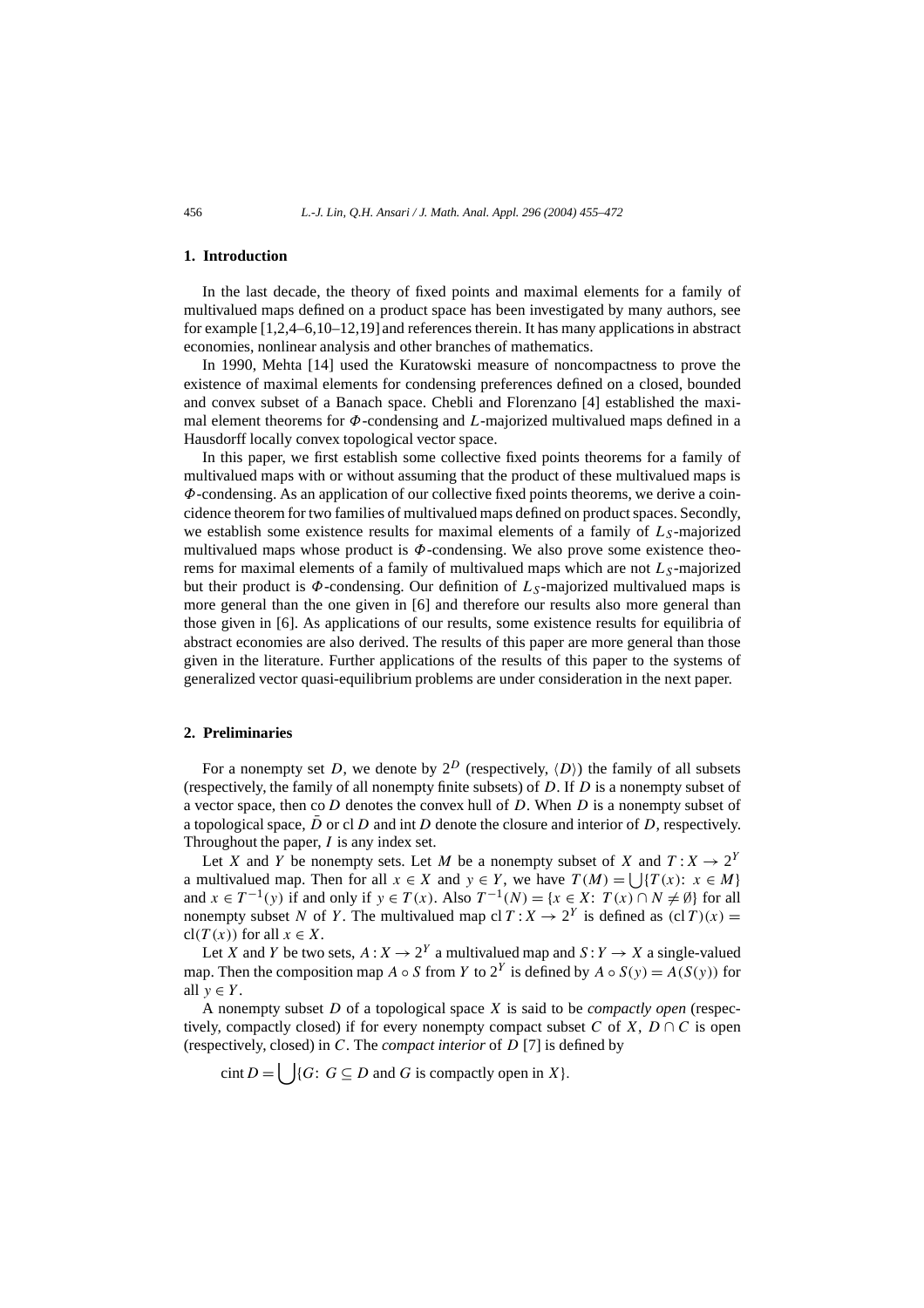## 1. Introduction

In the last decade, the theory of fixed points and maximal elements for a family of multivalued maps defined on a product space has been investigated by many authors, see for example [1,2,4–6,10–12,19] and references therein. It has many applications in abstract economies, nonlinear analysis and other branches of mathematics.

In 1990, Mehta [14] used the Kuratowski measure of noncompactness to prove the existence of maximal elements for condensing preferences defined on a closed, bounded and convex subset of a Banach space. Chebli and Florenzano [4] established the maximal element theorems for $\Phi$-condensing and $L$-majorized multivalued maps defined in a Hausdorff locally convex topological vector space.

In this paper, we first establish some collective fixed points theorems for a family of multivalued maps with or without assuming that the product of these multivalued maps is $\Phi$-condensing. As an application of our collective fixed points theorems, we derive a coincidence theorem for two families of multivalued maps defined on product spaces. Secondly, we establish some existence results for maximal elements of a family of $L_S$-majorized multivalued maps whose product is $\Phi$-condensing. We also prove some existence theorems for maximal elements of a family of multivalued maps which are not $L_S$-majorized but their product is $\Phi$-condensing. Our definition of $L_S$-majorized multivalued maps is more general than the one given in [6] and therefore our results also more general than those given in [6]. As applications of our results, some existence results for equilibria of abstract economies are also derived. The results of this paper are more general than those given in the literature. Further applications of the results of this paper to the systems of generalized vector quasi-equilibrium problems are under consideration in the next paper.

## 2. Preliminaries

For a nonempty set $D$, we denote by $2^D$ (respectively, $\langle D\rangle$) the family of all subsets (respectively, the family of all nonempty finite subsets) of $D$. If $D$ is a nonempty subset of a vector space, then co $D$ denotes the convex hull of $D$. When $D$ is a nonempty subset of a topological space, $\bar{D}$ or cl $D$ and int $D$ denote the closure and interior of $D$, respectively. Throughout the paper, $I$ is any index set.

Let $X$ and $Y$ be nonempty sets. Let $M$ be a nonempty subset of $X$ and $T : X \to 2^Y$ a multivalued map. Then for all $x \in X$ and $y \in Y$, we have $T(M) = \bigcup\{T(x)\colon x \in M\}$ and $x \in T^{-1}(y)$ if and only if $y \in T(x)$. Also $T^{-1}(N) = \{x \in X\colon T(x) \cap N \neq \emptyset\}$ for all nonempty subset $N$ of $Y$. The multivalued map $\operatorname{cl} T : X \to 2^Y$ is defined as $(\operatorname{cl} T)(x) = \operatorname{cl}(T(x))$ for all $x \in X$.

Let $X$ and $Y$ be two sets, $A : X \to 2^Y$ a multivalued map and $S : Y \to X$ a single-valued map. Then the composition map $A \circ S$ from $Y$ to $2^Y$ is defined by $A \circ S(y) = A(S(y))$ for all $y \in Y$.

A nonempty subset $D$ of a topological space $X$ is said to be *compactly open* (respectively, compactly closed) if for every nonempty compact subset $C$ of $X$, $D \cap C$ is open (respectively, closed) in $C$. The *compact interior* of $D$ [7] is defined by

$$\operatorname{cint} D = \bigcup\{G\colon G \subseteq D \text{ and } G \text{ is compactly open in } X\}.$$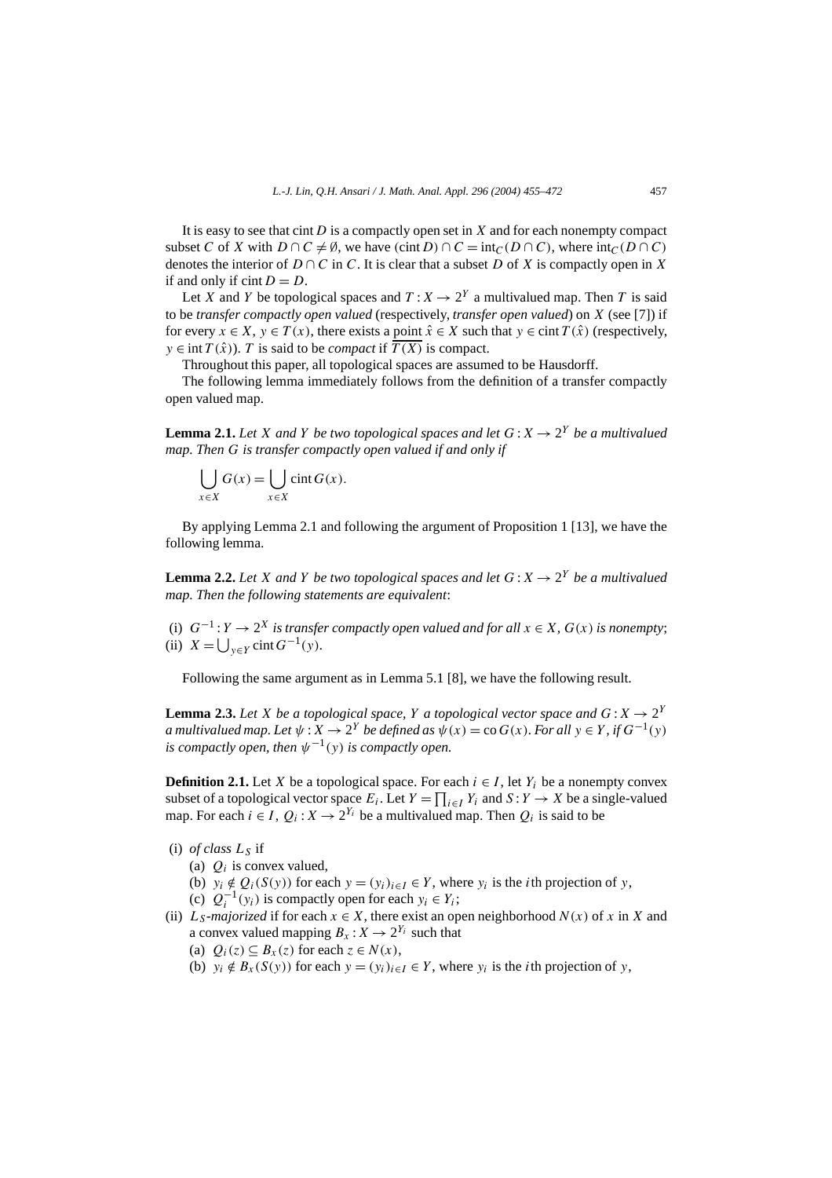It is easy to see that $\operatorname{cint} D$ is a compactly open set in $X$ and for each nonempty compact subset $C$ of $X$ with $D \cap C \neq \emptyset$, we have $(\operatorname{cint} D) \cap C = \operatorname{int}_C(D \cap C)$, where $\operatorname{int}_C(D \cap C)$ denotes the interior of $D \cap C$ in $C$. It is clear that a subset $D$ of $X$ is compactly open in $X$ if and only if $\operatorname{cint} D = D$.

Let $X$ and $Y$ be topological spaces and $T : X \to 2^Y$ a multivalued map. Then $T$ is said to be *transfer compactly open valued* (respectively, *transfer open valued*) on $X$ (see [7]) if for every $x \in X$, $y \in T(x)$, there exists a point $\hat{x} \in X$ such that $y \in \operatorname{cint} T(\hat{x})$ (respectively, $y \in \operatorname{int} T(\hat{x})$). $T$ is said to be *compact* if $\overline{T(X)}$ is compact.

Throughout this paper, all topological spaces are assumed to be Hausdorff.

The following lemma immediately follows from the definition of a transfer compactly open valued map.

**Lemma 2.1.** *Let $X$ and $Y$ be two topological spaces and let $G : X \to 2^Y$ be a multivalued map. Then $G$ is transfer compactly open valued if and only if*

$$\bigcup_{x \in X} G(x) = \bigcup_{x \in X} \operatorname{cint} G(x).$$

By applying Lemma 2.1 and following the argument of Proposition 1 [13], we have the following lemma.

**Lemma 2.2.** *Let $X$ and $Y$ be two topological spaces and let $G : X \to 2^Y$ be a multivalued map. Then the following statements are equivalent*:

(i) *$G^{-1} : Y \to 2^X$ is transfer compactly open valued and for all $x \in X$, $G(x)$ is nonempty*;
(ii) *$X = \bigcup_{y \in Y} \operatorname{cint} G^{-1}(y)$.*

Following the same argument as in Lemma 5.1 [8], we have the following result.

**Lemma 2.3.** *Let $X$ be a topological space, $Y$ a topological vector space and $G : X \to 2^Y$ a multivalued map. Let $\psi : X \to 2^Y$ be defined as $\psi(x) = \operatorname{co} G(x)$. For all $y \in Y$, if $G^{-1}(y)$ is compactly open, then $\psi^{-1}(y)$ is compactly open.*

**Definition 2.1.** Let $X$ be a topological space. For each $i \in I$, let $Y_i$ be a nonempty convex subset of a topological vector space $E_i$. Let $Y = \prod_{i \in I} Y_i$ and $S : Y \to X$ be a single-valued map. For each $i \in I$, $Q_i : X \to 2^{Y_i}$ be a multivalued map. Then $Q_i$ is said to be

(i) *of class $L_S$* if
  (a) $Q_i$ is convex valued,
  (b) $y_i \notin Q_i(S(y))$ for each $y = (y_i)_{i \in I} \in Y$, where $y_i$ is the $i$th projection of $y$,
  (c) $Q_i^{-1}(y_i)$ is compactly open for each $y_i \in Y_i$;
(ii) *$L_S$-majorized* if for each $x \in X$, there exist an open neighborhood $N(x)$ of $x$ in $X$ and a convex valued mapping $B_x : X \to 2^{Y_i}$ such that
  (a) $Q_i(z) \subseteq B_x(z)$ for each $z \in N(x)$,
  (b) $y_i \notin B_x(S(y))$ for each $y = (y_i)_{i \in I} \in Y$, where $y_i$ is the $i$th projection of $y$,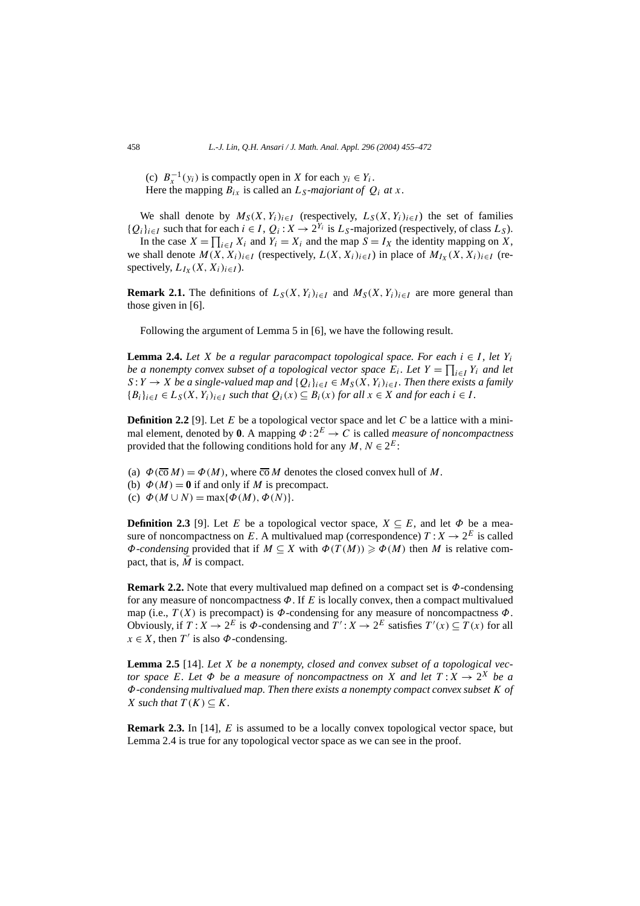(c) $B_x^{-1}(y_i)$ is compactly open in $X$ for each $y_i \in Y_i$.

Here the mapping $B_{ix}$ is called an *$L_S$-majoriant of $Q_i$ at $x$*.

We shall denote by $M_S(X, Y_i)_{i\in I}$ (respectively, $L_S(X, Y_i)_{i\in I}$) the set of families $\{Q_i\}_{i\in I}$ such that for each $i \in I$, $Q_i : X \to 2^{Y_i}$ is $L_S$-majorized (respectively, of class $L_S$).

In the case $X = \prod_{i\in I} X_i$ and $Y_i = X_i$ and the map $S = I_X$ the identity mapping on $X$, we shall denote $M(X, X_i)_{i\in I}$ (respectively, $L(X, X_i)_{i\in I}$) in place of $M_{I_X}(X, X_i)_{i\in I}$ (respectively, $L_{I_X}(X, X_i)_{i\in I}$).

**Remark 2.1.** The definitions of $L_S(X, Y_i)_{i\in I}$ and $M_S(X, Y_i)_{i\in I}$ are more general than those given in [6].

Following the argument of Lemma 5 in [6], we have the following result.

**Lemma 2.4.** *Let $X$ be a regular paracompact topological space. For each $i \in I$, let $Y_i$ be a nonempty convex subset of a topological vector space $E_i$. Let $Y = \prod_{i\in I} Y_i$ and let $S : Y \to X$ be a single-valued map and $\{Q_i\}_{i\in I} \in M_S(X, Y_i)_{i\in I}$. Then there exists a family $\{B_i\}_{i\in I} \in L_S(X, Y_i)_{i\in I}$ such that $Q_i(x) \subseteq B_i(x)$ for all $x \in X$ and for each $i \in I$.*

**Definition 2.2** [9]. Let $E$ be a topological vector space and let $C$ be a lattice with a minimal element, denoted by $\mathbf{0}$. A mapping $\Phi : 2^E \to C$ is called *measure of noncompactness* provided that the following conditions hold for any $M, N \in 2^E$:

(a) $\Phi(\overline{\text{co}}\, M) = \Phi(M)$, where $\overline{\text{co}}\, M$ denotes the closed convex hull of $M$.
(b) $\Phi(M) = \mathbf{0}$ if and only if $M$ is precompact.
(c) $\Phi(M \cup N) = \max\{\Phi(M), \Phi(N)\}$.

**Definition 2.3** [9]. Let $E$ be a topological vector space, $X \subseteq E$, and let $\Phi$ be a measure of noncompactness on $E$. A multivalued map (correspondence) $T : X \to 2^E$ is called *$\Phi$-condensing* provided that if $M \subseteq X$ with $\Phi(T(M)) \geqslant \Phi(M)$ then $M$ is relative compact, that is, $\bar{M}$ is compact.

**Remark 2.2.** Note that every multivalued map defined on a compact set is $\Phi$-condensing for any measure of noncompactness $\Phi$. If $E$ is locally convex, then a compact multivalued map (i.e., $T(X)$ is precompact) is $\Phi$-condensing for any measure of noncompactness $\Phi$. Obviously, if $T : X \to 2^E$ is $\Phi$-condensing and $T' : X \to 2^E$ satisfies $T'(x) \subseteq T(x)$ for all $x \in X$, then $T'$ is also $\Phi$-condensing.

**Lemma 2.5** [14]. *Let $X$ be a nonempty, closed and convex subset of a topological vector space $E$. Let $\Phi$ be a measure of noncompactness on $X$ and let $T : X \to 2^X$ be a $\Phi$-condensing multivalued map. Then there exists a nonempty compact convex subset $K$ of $X$ such that $T(K) \subseteq K$.*

**Remark 2.3.** In [14], $E$ is assumed to be a locally convex topological vector space, but Lemma 2.4 is true for any topological vector space as we can see in the proof.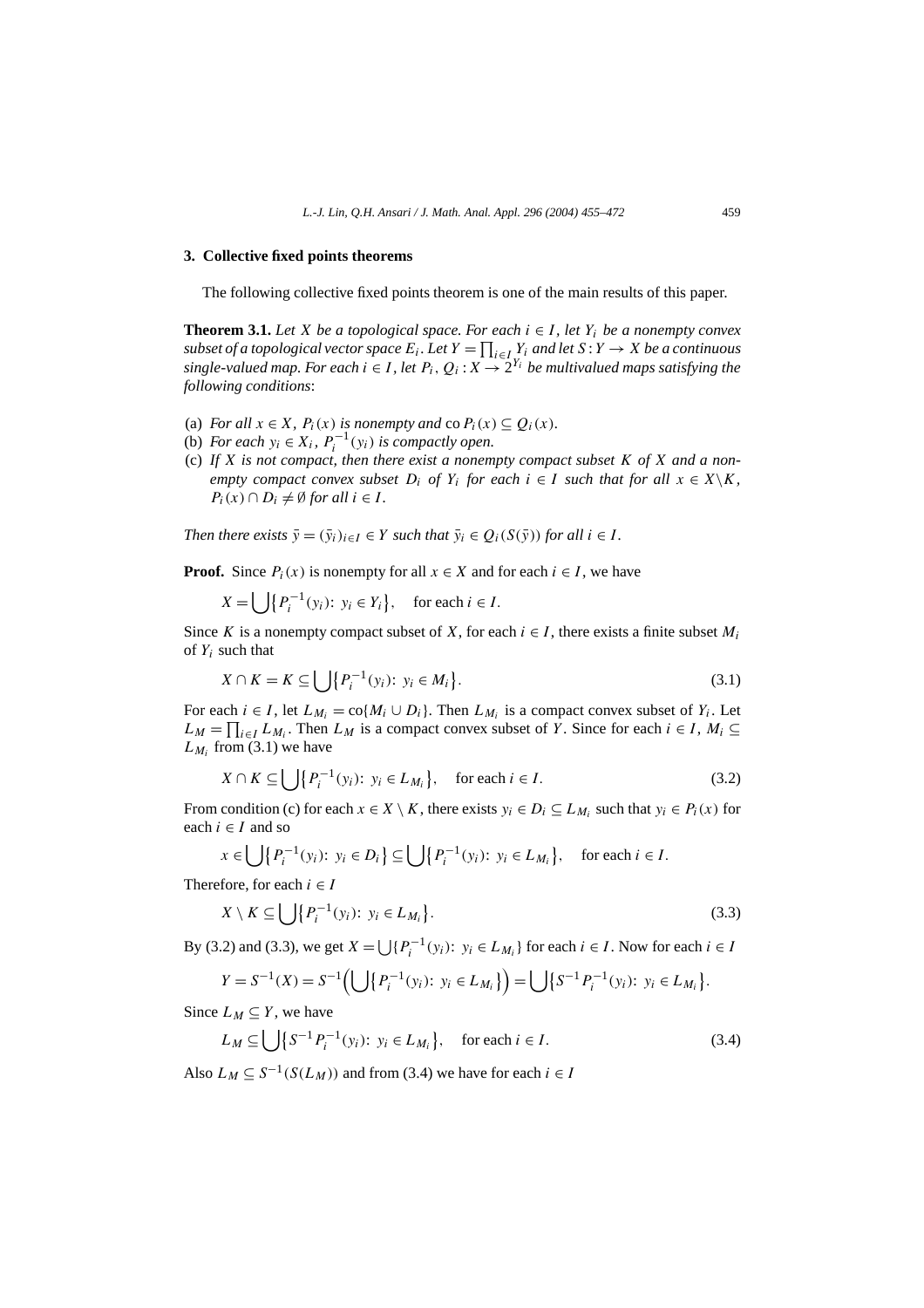## 3. Collective fixed points theorems

The following collective fixed points theorem is one of the main results of this paper.

**Theorem 3.1.** *Let $X$ be a topological space. For each $i \in I$, let $Y_i$ be a nonempty convex subset of a topological vector space $E_i$. Let $Y = \prod_{i\in I} Y_i$ and let $S : Y \to X$ be a continuous single-valued map. For each $i \in I$, let $P_i, Q_i : X \to 2^{Y_i}$ be multivalued maps satisfying the following conditions*:

- (a) *For all $x \in X$, $P_i(x)$ is nonempty and* $\operatorname{co} P_i(x) \subseteq Q_i(x)$.
- (b) *For each $y_i \in X_i$, $P_i^{-1}(y_i)$ is compactly open.*
- (c) *If $X$ is not compact, then there exist a nonempty compact subset $K$ of $X$ and a nonempty compact convex subset $D_i$ of $Y_i$ for each $i \in I$ such that for all $x \in X \backslash K$, $P_i(x) \cap D_i \neq \emptyset$ for all $i \in I$.*

*Then there exists $\bar{y} = (\bar{y}_i)_{i\in I} \in Y$ such that $\bar{y}_i \in Q_i(S(\bar{y}))$ for all $i \in I$.*

**Proof.** Since $P_i(x)$ is nonempty for all $x \in X$ and for each $i \in I$, we have

$$X = \bigcup\bigl\{P_i^{-1}(y_i):\ y_i \in Y_i\bigr\}, \quad \text{for each } i \in I.$$

Since $K$ is a nonempty compact subset of $X$, for each $i \in I$, there exists a finite subset $M_i$ of $Y_i$ such that

$$X \cap K = K \subseteq \bigcup\bigl\{P_i^{-1}(y_i):\ y_i \in M_i\bigr\}. \tag{3.1}$$

For each $i \in I$, let $L_{M_i} = \operatorname{co}\{M_i \cup D_i\}$. Then $L_{M_i}$ is a compact convex subset of $Y_i$. Let $L_M = \prod_{i\in I} L_{M_i}$. Then $L_M$ is a compact convex subset of $Y$. Since for each $i \in I$, $M_i \subseteq L_{M_i}$ from (3.1) we have

$$X \cap K \subseteq \bigcup\bigl\{P_i^{-1}(y_i):\ y_i \in L_{M_i}\bigr\}, \quad \text{for each } i \in I. \tag{3.2}$$

From condition (c) for each $x \in X \setminus K$, there exists $y_i \in D_i \subseteq L_{M_i}$ such that $y_i \in P_i(x)$ for each $i \in I$ and so

$$x \in \bigcup\bigl\{P_i^{-1}(y_i):\ y_i \in D_i\bigr\} \subseteq \bigcup\bigl\{P_i^{-1}(y_i):\ y_i \in L_{M_i}\bigr\}, \quad \text{for each } i \in I.$$

Therefore, for each $i \in I$

$$X \setminus K \subseteq \bigcup\bigl\{P_i^{-1}(y_i):\ y_i \in L_{M_i}\bigr\}. \tag{3.3}$$

By (3.2) and (3.3), we get $X = \bigcup\{P_i^{-1}(y_i):\ y_i \in L_{M_i}\}$ for each $i \in I$. Now for each $i \in I$

$$Y = S^{-1}(X) = S^{-1}\Bigl(\bigcup\bigl\{P_i^{-1}(y_i):\ y_i \in L_{M_i}\bigr\}\Bigr) = \bigcup\bigl\{S^{-1}P_i^{-1}(y_i):\ y_i \in L_{M_i}\bigr\}.$$

Since $L_M \subseteq Y$, we have

$$L_M \subseteq \bigcup\bigl\{S^{-1}P_i^{-1}(y_i):\ y_i \in L_{M_i}\bigr\}, \quad \text{for each } i \in I. \tag{3.4}$$

Also $L_M \subseteq S^{-1}(S(L_M))$ and from (3.4) we have for each $i \in I$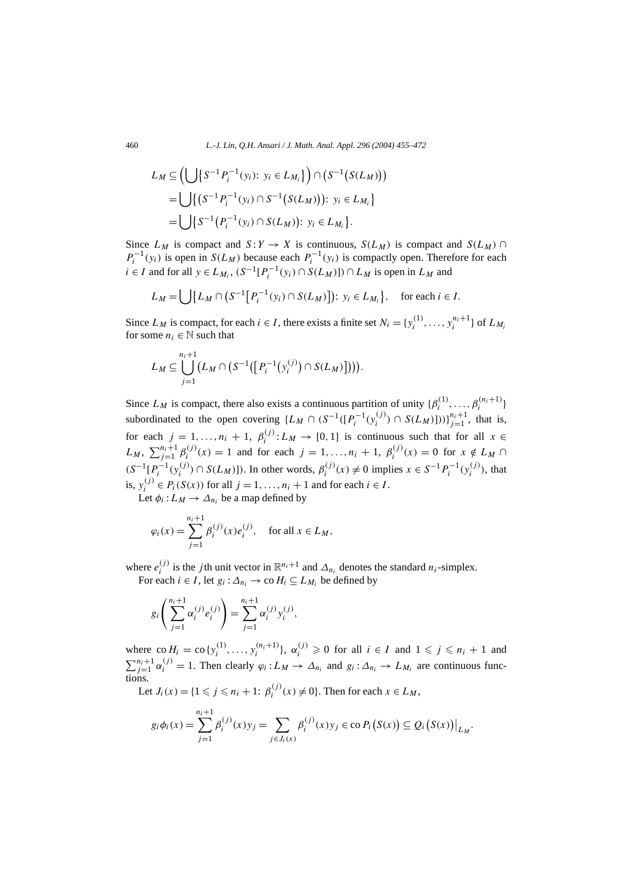$$
\begin{aligned}
L_M &\subseteq \Big(\bigcup\big\{S^{-1}P_i^{-1}(y_i)\colon\ y_i \in L_{M_i}\big\}\Big) \cap \big(S^{-1}\big(S(L_M)\big)\big) \\
&= \bigcup\big\{\big(S^{-1}P_i^{-1}(y_i) \cap S^{-1}\big(S(L_M)\big)\big)\colon\ y_i \in L_{M_i}\big\} \\
&= \bigcup\big\{S^{-1}\big(P_i^{-1}(y_i) \cap S(L_M)\big)\colon\ y_i \in L_{M_i}\big\}.
\end{aligned}
$$

Since $L_M$ is compact and $S : Y \to X$ is continuous, $S(L_M)$ is compact and $S(L_M) \cap P_i^{-1}(y_i)$ is open in $S(L_M)$ because each $P_i^{-1}(y_i)$ is compactly open. Therefore for each $i \in I$ and for all $y \in L_{M_i}$, $(S^{-1}[P_i^{-1}(y_i) \cap S(L_M)]) \cap L_M$ is open in $L_M$ and

$$
L_M = \bigcup\big\{L_M \cap \big(S^{-1}\big[P_i^{-1}(y_i) \cap S(L_M)\big]\big)\colon\ y_i \in L_{M_i}\big\}, \quad \text{for each } i \in I.
$$

Since $L_M$ is compact, for each $i \in I$, there exists a finite set $N_i = \{y_i^{(1)}, \dots, y_i^{n_i+1}\}$ of $L_{M_i}$ for some $n_i \in \mathbb{N}$ such that

$$
L_M \subseteq \bigcup_{j=1}^{n_i+1} \big(L_M \cap \big(S^{-1}\big(\big[P_i^{-1}\big(y_i^{(j)}\big) \cap S(L_M)\big]\big)\big)\big).
$$

Since $L_M$ is compact, there also exists a continuous partition of unity $\{\beta_i^{(1)}, \dots, \beta_i^{(n_i+1)}\}$ subordinated to the open covering $\{L_M \cap (S^{-1}([P_i^{-1}(y_i^{(j)}) \cap S(L_M)]))\}_{j=1}^{n_i+1}$, that is, for each $j = 1, \dots, n_i + 1$, $\beta_i^{(j)} : L_M \to [0, 1]$ is continuous such that for all $x \in L_M$, $\sum_{j=1}^{n_i+1} \beta_i^{(j)}(x) = 1$ and for each $j = 1, \dots, n_i + 1$, $\beta_i^{(j)}(x) = 0$ for $x \notin L_M \cap (S^{-1}[P_i^{-1}(y_i^{(j)}) \cap S(L_M)])$. In other words, $\beta_i^{(j)}(x) \neq 0$ implies $x \in S^{-1}P_i^{-1}(y_i^{(j)})$, that is, $y_i^{(j)} \in P_i(S(x))$ for all $j = 1, \dots, n_i + 1$ and for each $i \in I$.

Let $\phi_i : L_M \to \Delta_{n_i}$ be a map defined by

$$
\varphi_i(x) = \sum_{j=1}^{n_i+1} \beta_i^{(j)}(x) e_i^{(j)}, \quad \text{for all } x \in L_M,
$$

where $e_i^{(j)}$ is the $j$th unit vector in $\mathbb{R}^{n_i+1}$ and $\Delta_{n_i}$ denotes the standard $n_i$-simplex.

For each $i \in I$, let $g_i : \Delta_{n_i} \to \operatorname{co} H_i \subseteq L_{M_i}$ be defined by

$$
g_i\left(\sum_{j=1}^{n_i+1} \alpha_i^{(j)} e_i^{(j)}\right) = \sum_{j=1}^{n_i+1} \alpha_i^{(j)} y_i^{(j)},
$$

where $\operatorname{co} H_i = \operatorname{co}\{y_i^{(1)}, \dots, y_i^{(n_i+1)}\}$, $\alpha_i^{(j)} \geqslant 0$ for all $i \in I$ and $1 \leqslant j \leqslant n_i + 1$ and $\sum_{j=1}^{n_i+1} \alpha_i^{(j)} = 1$. Then clearly $\varphi_i : L_M \to \Delta_{n_i}$ and $g_i : \Delta_{n_i} \to L_{M_i}$ are continuous functions.

Let $J_i(x) = \{1 \leqslant j \leqslant n_i + 1\colon\ \beta_i^{(j)}(x) \neq 0\}$. Then for each $x \in L_M$,

$$
g_i \phi_i(x) = \sum_{j=1}^{n_i+1} \beta_i^{(j)}(x) y_j = \sum_{j \in J_i(x)} \beta_i^{(j)}(x) y_j \in \operatorname{co} P_i\big(S(x)\big) \subseteq Q_i\big(S(x)\big)\big|_{L_M}.
$$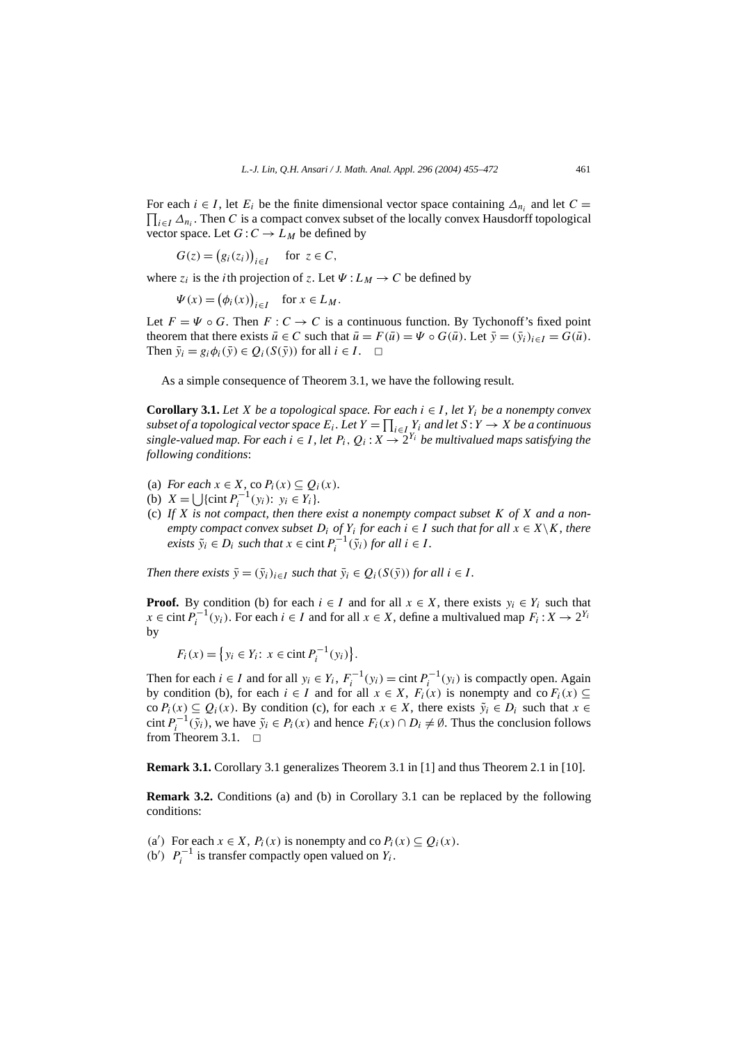For each $i \in I$, let $E_i$ be the finite dimensional vector space containing $\Delta_{n_i}$ and let $C = \prod_{i\in I} \Delta_{n_i}$. Then $C$ is a compact convex subset of the locally convex Hausdorff topological vector space. Let $G : C \to L_M$ be defined by

$$G(z) = \big(g_i(z_i)\big)_{i\in I} \quad \text{for } z \in C,$$

where $z_i$ is the $i$th projection of $z$. Let $\Psi : L_M \to C$ be defined by

$$\Psi(x) = \big(\phi_i(x)\big)_{i\in I} \quad \text{for } x \in L_M.$$

Let $F = \Psi \circ G$. Then $F : C \to C$ is a continuous function. By Tychonoff's fixed point theorem that there exists $\bar{u} \in C$ such that $\bar{u} = F(\bar{u}) = \Psi \circ G(\bar{u})$. Let $\bar{y} = (\bar{y}_i)_{i\in I} = G(\bar{u})$. Then $\bar{y}_i = g_i\phi_i(\bar{y}) \in Q_i(S(\bar{y}))$ for all $i \in I$. $\square$

As a simple consequence of Theorem 3.1, we have the following result.

**Corollary 3.1.** *Let $X$ be a topological space. For each $i \in I$, let $Y_i$ be a nonempty convex subset of a topological vector space $E_i$. Let $Y = \prod_{i\in I} Y_i$ and let $S : Y \to X$ be a continuous single-valued map. For each $i \in I$, let $P_i, Q_i : X \to 2^{Y_i}$ be multivalued maps satisfying the following conditions*:

(a) *For each $x \in X$, $\operatorname{co} P_i(x) \subseteq Q_i(x)$.*
(b) $X = \bigcup\{\operatorname{cint} P_i^{-1}(y_i):\ y_i \in Y_i\}$.
(c) *If $X$ is not compact, then there exist a nonempty compact subset $K$ of $X$ and a nonempty compact convex subset $D_i$ of $Y_i$ for each $i \in I$ such that for all $x \in X \setminus K$, there exists $\tilde{y}_i \in D_i$ such that $x \in \operatorname{cint} P_i^{-1}(\tilde{y}_i)$ for all $i \in I$.*

*Then there exists $\bar{y} = (\bar{y}_i)_{i\in I}$ such that $\bar{y}_i \in Q_i(S(\bar{y}))$ for all $i \in I$.*

**Proof.** By condition (b) for each $i \in I$ and for all $x \in X$, there exists $y_i \in Y_i$ such that $x \in \operatorname{cint} P_i^{-1}(y_i)$. For each $i \in I$ and for all $x \in X$, define a multivalued map $F_i : X \to 2^{Y_i}$ by

$$F_i(x) = \big\{y_i \in Y_i:\ x \in \operatorname{cint} P_i^{-1}(y_i)\big\}.$$

Then for each $i \in I$ and for all $y_i \in Y_i$, $F_i^{-1}(y_i) = \operatorname{cint} P_i^{-1}(y_i)$ is compactly open. Again by condition (b), for each $i \in I$ and for all $x \in X$, $F_i(x)$ is nonempty and $\operatorname{co} F_i(x) \subseteq \operatorname{co} P_i(x) \subseteq Q_i(x)$. By condition (c), for each $x \in X$, there exists $\tilde{y}_i \in D_i$ such that $x \in \operatorname{cint} P_i^{-1}(\tilde{y}_i)$, we have $\tilde{y}_i \in P_i(x)$ and hence $F_i(x) \cap D_i \neq \emptyset$. Thus the conclusion follows from Theorem 3.1. $\square$

**Remark 3.1.** Corollary 3.1 generalizes Theorem 3.1 in [1] and thus Theorem 2.1 in [10].

**Remark 3.2.** Conditions (a) and (b) in Corollary 3.1 can be replaced by the following conditions:

(a′) For each $x \in X$, $P_i(x)$ is nonempty and $\operatorname{co} P_i(x) \subseteq Q_i(x)$.
(b′) $P_i^{-1}$ is transfer compactly open valued on $Y_i$.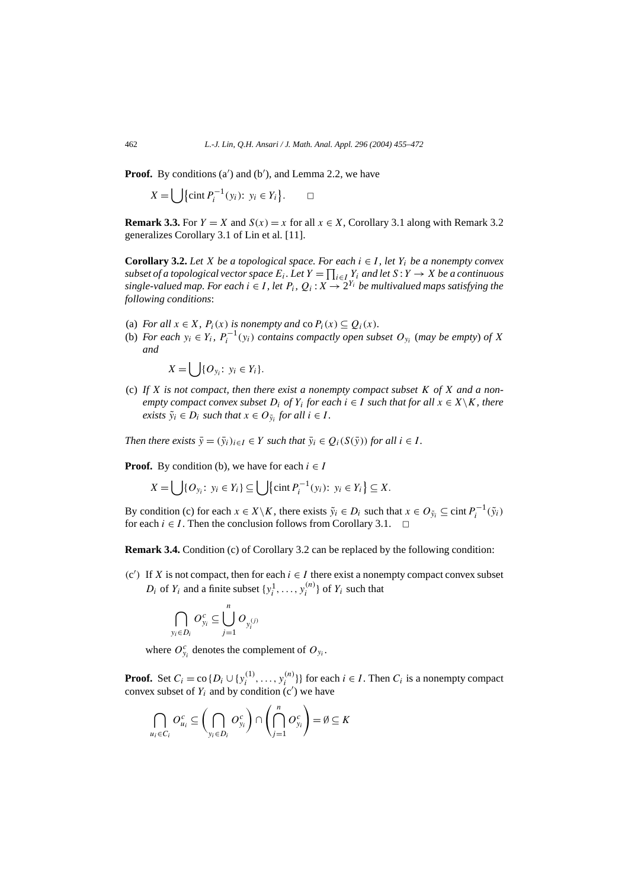**Proof.** By conditions (a′) and (b′), and Lemma 2.2, we have

$$X = \bigcup \{ \operatorname{cint} P_i^{-1}(y_i) \colon y_i \in Y_i \}. \qquad \square$$

**Remark 3.3.** For $Y = X$ and $S(x) = x$ for all $x \in X$, Corollary 3.1 along with Remark 3.2 generalizes Corollary 3.1 of Lin et al. [11].

**Corollary 3.2.** *Let $X$ be a topological space. For each $i \in I$, let $Y_i$ be a nonempty convex subset of a topological vector space $E_i$. Let $Y = \prod_{i \in I} Y_i$ and let $S : Y \to X$ be a continuous single-valued map. For each $i \in I$, let $P_i, Q_i : X \to 2^{Y_i}$ be multivalued maps satisfying the following conditions*:

(a) *For all $x \in X$, $P_i(x)$ is nonempty and $\operatorname{co} P_i(x) \subseteq Q_i(x)$.*
(b) *For each $y_i \in Y_i$, $P_i^{-1}(y_i)$ contains compactly open subset $O_{y_i}$ (may be empty) of $X$ and*

$$X = \bigcup \{ O_{y_i} \colon y_i \in Y_i \}.$$

(c) *If $X$ is not compact, then there exist a nonempty compact subset $K$ of $X$ and a nonempty compact convex subset $D_i$ of $Y_i$ for each $i \in I$ such that for all $x \in X \setminus K$, there exists $\tilde{y}_i \in D_i$ such that $x \in O_{\tilde{y}_i}$ for all $i \in I$.*

*Then there exists $\bar{y} = (\bar{y}_i)_{i \in I} \in Y$ such that $\bar{y}_i \in Q_i(S(\bar{y}))$ for all $i \in I$.*

**Proof.** By condition (b), we have for each $i \in I$

$$X = \bigcup \{ O_{y_i} \colon y_i \in Y_i \} \subseteq \bigcup \{ \operatorname{cint} P_i^{-1}(y_i) \colon y_i \in Y_i \} \subseteq X.$$

By condition (c) for each $x \in X \setminus K$, there exists $\tilde{y}_i \in D_i$ such that $x \in O_{\tilde{y}_i} \subseteq \operatorname{cint} P_i^{-1}(\tilde{y}_i)$ for each $i \in I$. Then the conclusion follows from Corollary 3.1. $\square$

**Remark 3.4.** Condition (c) of Corollary 3.2 can be replaced by the following condition:

(c′) If $X$ is not compact, then for each $i \in I$ there exist a nonempty compact convex subset $D_i$ of $Y_i$ and a finite subset $\{y_i^1, \ldots, y_i^{(n)}\}$ of $Y_i$ such that

$$\bigcap_{y_i \in D_i} O_{y_i}^c \subseteq \bigcup_{j=1}^{n} O_{y_i^{(j)}}$$

where $O_{y_i}^c$ denotes the complement of $O_{y_i}$.

**Proof.** Set $C_i = \operatorname{co}\{D_i \cup \{y_i^{(1)}, \ldots, y_i^{(n)}\}\}$ for each $i \in I$. Then $C_i$ is a nonempty compact convex subset of $Y_i$ and by condition (c′) we have

$$\bigcap_{u_i \in C_i} O_{u_i}^c \subseteq \left( \bigcap_{y_i \in D_i} O_{y_i}^c \right) \cap \left( \bigcap_{j=1}^{n} O_{y_i}^c \right) = \emptyset \subseteq K$$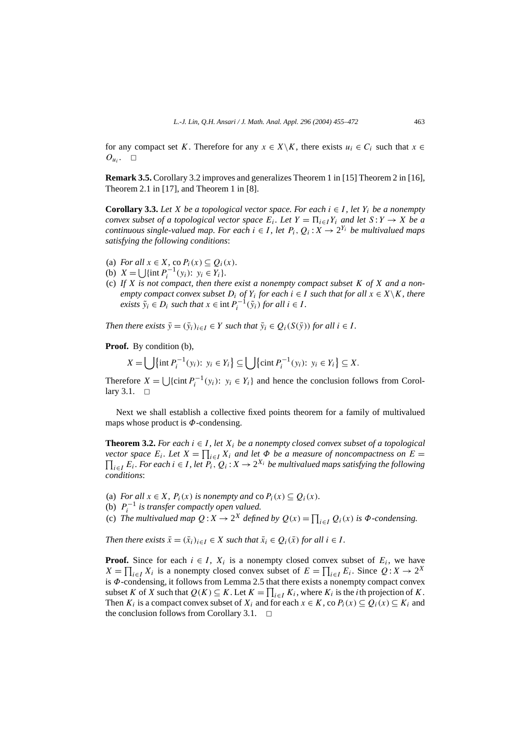for any compact set $K$. Therefore for any $x \in X \setminus K$, there exists $u_i \in C_i$ such that $x \in O_{u_i}$. $\square$

**Remark 3.5.** Corollary 3.2 improves and generalizes Theorem 1 in [15] Theorem 2 in [16], Theorem 2.1 in [17], and Theorem 1 in [8].

**Corollary 3.3.** *Let $X$ be a topological vector space. For each $i \in I$, let $Y_i$ be a nonempty convex subset of a topological vector space $E_i$. Let $Y = \Pi_{i \in I} Y_i$ and let $S : Y \to X$ be a continuous single-valued map. For each $i \in I$, let $P_i, Q_i : X \to 2^{Y_i}$ be multivalued maps satisfying the following conditions*:

(a) *For all $x \in X$, $\operatorname{co} P_i(x) \subseteq Q_i(x)$.*
(b) $X = \bigcup \{\operatorname{int} P_i^{-1}(y_i) \colon y_i \in Y_i\}$.
(c) *If $X$ is not compact, then there exist a nonempty compact subset $K$ of $X$ and a nonempty compact convex subset $D_i$ of $Y_i$ for each $i \in I$ such that for all $x \in X \setminus K$, there exists $\tilde{y}_i \in D_i$ such that $x \in \operatorname{int} P_i^{-1}(\tilde{y}_i)$ for all $i \in I$.*

*Then there exists $\bar{y} = (\bar{y}_i)_{i \in I} \in Y$ such that $\bar{y}_i \in Q_i(S(\bar{y}))$ for all $i \in I$.*

**Proof.** By condition (b),

$$X = \bigcup \left\{\operatorname{int} P_i^{-1}(y_i) \colon y_i \in Y_i\right\} \subseteq \bigcup \left\{\operatorname{cint} P_i^{-1}(y_i) \colon y_i \in Y_i\right\} \subseteq X.$$

Therefore $X = \bigcup \{\operatorname{cint} P_i^{-1}(y_i) \colon y_i \in Y_i\}$ and hence the conclusion follows from Corollary 3.1. $\square$

Next we shall establish a collective fixed points theorem for a family of multivalued maps whose product is $\Phi$-condensing.

**Theorem 3.2.** *For each $i \in I$, let $X_i$ be a nonempty closed convex subset of a topological vector space $E_i$. Let $X = \prod_{i \in I} X_i$ and let $\Phi$ be a measure of noncompactness on $E = \prod_{i \in I} E_i$. For each $i \in I$, let $P_i, Q_i : X \to 2^{X_i}$ be multivalued maps satisfying the following conditions*:

(a) *For all $x \in X$, $P_i(x)$ is nonempty and $\operatorname{co} P_i(x) \subseteq Q_i(x)$.*
(b) *$P_i^{-1}$ is transfer compactly open valued.*
(c) *The multivalued map $Q : X \to 2^X$ defined by $Q(x) = \prod_{i \in I} Q_i(x)$ is $\Phi$-condensing.*

*Then there exists $\bar{x} = (\bar{x}_i)_{i \in I} \in X$ such that $\bar{x}_i \in Q_i(\bar{x})$ for all $i \in I$.*

**Proof.** Since for each $i \in I$, $X_i$ is a nonempty closed convex subset of $E_i$, we have $X = \prod_{i \in I} X_i$ is a nonempty closed convex subset of $E = \prod_{i \in I} E_i$. Since $Q : X \to 2^X$ is $\Phi$-condensing, it follows from Lemma 2.5 that there exists a nonempty compact convex subset $K$ of $X$ such that $Q(K) \subseteq K$. Let $K = \prod_{i \in I} K_i$, where $K_i$ is the $i$th projection of $K$. Then $K_i$ is a compact convex subset of $X_i$ and for each $x \in K$, $\operatorname{co} P_i(x) \subseteq Q_i(x) \subseteq K_i$ and the conclusion follows from Corollary 3.1. $\square$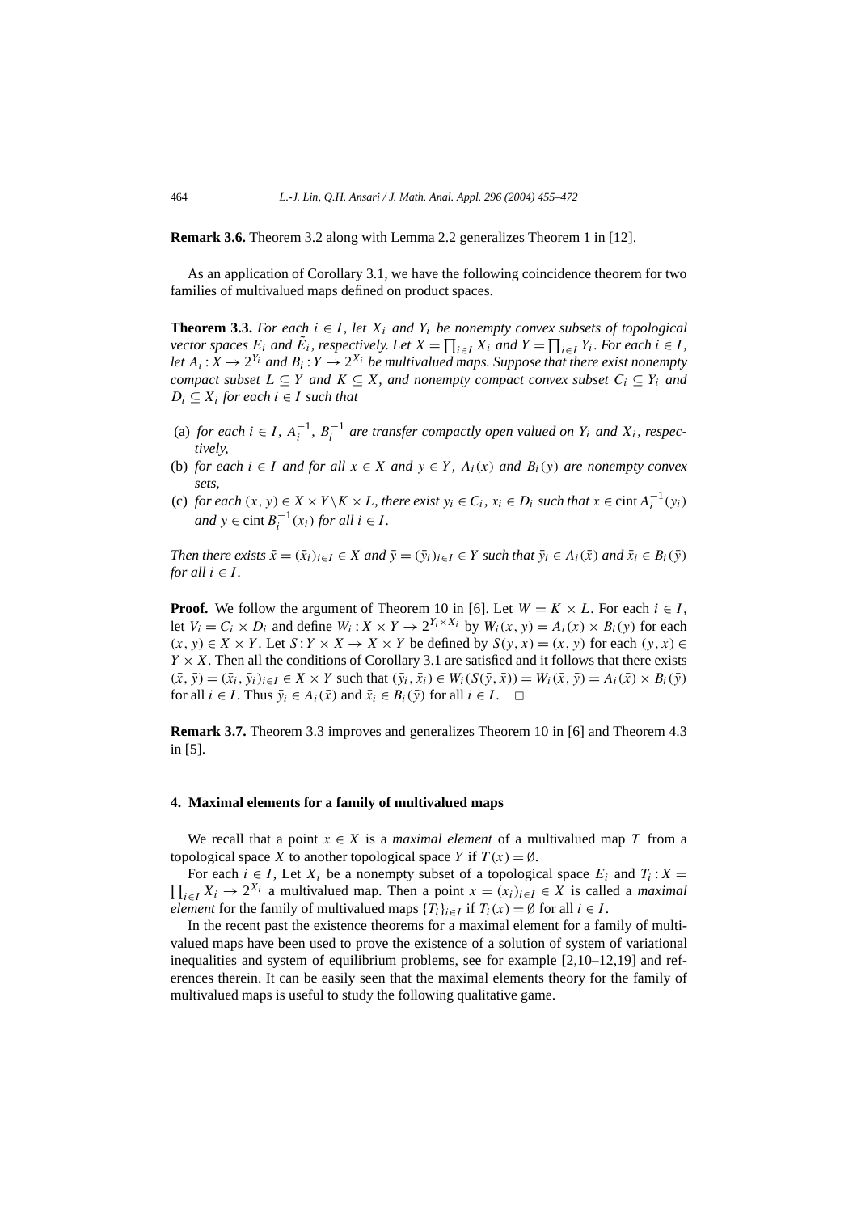**Remark 3.6.** Theorem 3.2 along with Lemma 2.2 generalizes Theorem 1 in [12].

As an application of Corollary 3.1, we have the following coincidence theorem for two families of multivalued maps defined on product spaces.

**Theorem 3.3.** *For each $i \in I$, let $X_i$ and $Y_i$ be nonempty convex subsets of topological vector spaces $E_i$ and $\tilde{E}_i$, respectively. Let $X = \prod_{i\in I} X_i$ and $Y = \prod_{i\in I} Y_i$. For each $i \in I$, let $A_i : X \to 2^{Y_i}$ and $B_i : Y \to 2^{X_i}$ be multivalued maps. Suppose that there exist nonempty compact subset $L \subseteq Y$ and $K \subseteq X$, and nonempty compact convex subset $C_i \subseteq Y_i$ and $D_i \subseteq X_i$ for each $i \in I$ such that*

- (a) *for each $i \in I$, $A_i^{-1}$, $B_i^{-1}$ are transfer compactly open valued on $Y_i$ and $X_i$, respectively,*
- (b) *for each $i \in I$ and for all $x \in X$ and $y \in Y$, $A_i(x)$ and $B_i(y)$ are nonempty convex sets,*
- (c) *for each $(x, y) \in X \times Y \setminus K \times L$, there exist $y_i \in C_i$, $x_i \in D_i$ such that $x \in \operatorname{cint} A_i^{-1}(y_i)$ and $y \in \operatorname{cint} B_i^{-1}(x_i)$ for all $i \in I$.*

*Then there exists $\bar{x} = (\bar{x}_i)_{i\in I} \in X$ and $\bar{y} = (\bar{y}_i)_{i\in I} \in Y$ such that $\bar{y}_i \in A_i(\bar{x})$ and $\bar{x}_i \in B_i(\bar{y})$ for all $i \in I$.*

**Proof.** We follow the argument of Theorem 10 in [6]. Let $W = K \times L$. For each $i \in I$, let $V_i = C_i \times D_i$ and define $W_i : X \times Y \to 2^{Y_i \times X_i}$ by $W_i(x, y) = A_i(x) \times B_i(y)$ for each $(x, y) \in X \times Y$. Let $S : Y \times X \to X \times Y$ be defined by $S(y, x) = (x, y)$ for each $(y, x) \in Y \times X$. Then all the conditions of Corollary 3.1 are satisfied and it follows that there exists $(\bar{x}, \bar{y}) = (\bar{x}_i, \bar{y}_i)_{i\in I} \in X \times Y$ such that $(\bar{y}_i, \bar{x}_i) \in W_i(S(\bar{y}, \bar{x})) = W_i(\bar{x}, \bar{y}) = A_i(\bar{x}) \times B_i(\bar{y})$ for all $i \in I$. Thus $\bar{y}_i \in A_i(\bar{x})$ and $\bar{x}_i \in B_i(\bar{y})$ for all $i \in I$. $\Box$

**Remark 3.7.** Theorem 3.3 improves and generalizes Theorem 10 in [6] and Theorem 4.3 in [5].

## 4. Maximal elements for a family of multivalued maps

We recall that a point $x \in X$ is a *maximal element* of a multivalued map $T$ from a topological space $X$ to another topological space $Y$ if $T(x) = \emptyset$.

For each $i \in I$, Let $X_i$ be a nonempty subset of a topological space $E_i$ and $T_i : X = \prod_{i\in I} X_i \to 2^{X_i}$ a multivalued map. Then a point $x = (x_i)_{i\in I} \in X$ is called a *maximal element* for the family of multivalued maps $\{T_i\}_{i\in I}$ if $T_i(x) = \emptyset$ for all $i \in I$.

In the recent past the existence theorems for a maximal element for a family of multivalued maps have been used to prove the existence of a solution of system of variational inequalities and system of equilibrium problems, see for example [2,10–12,19] and references therein. It can be easily seen that the maximal elements theory for the family of multivalued maps is useful to study the following qualitative game.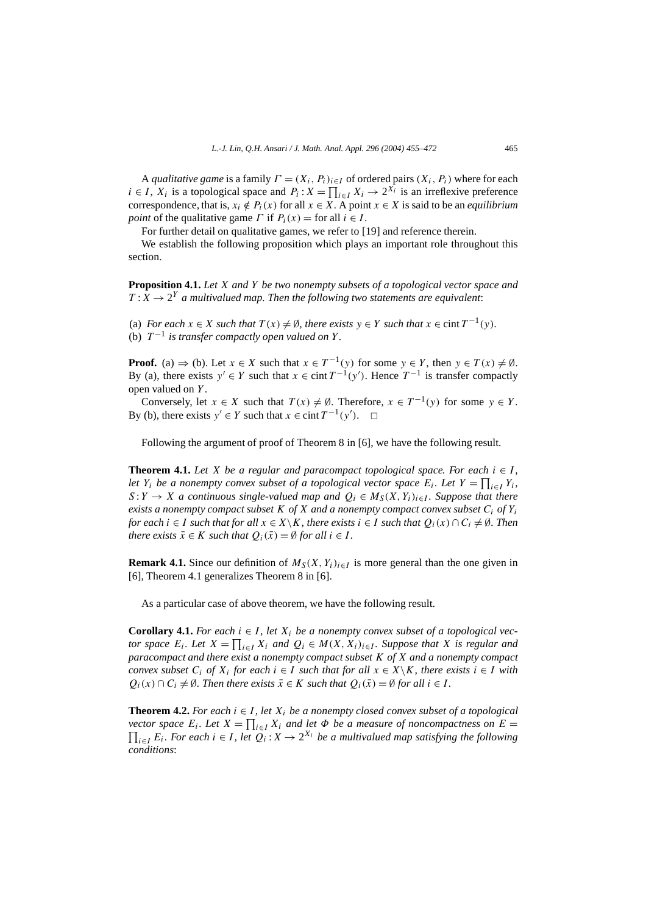A *qualitative game* is a family $\Gamma = (X_i, P_i)_{i\in I}$ of ordered pairs $(X_i, P_i)$ where for each $i \in I$, $X_i$ is a topological space and $P_i : X = \prod_{i\in I} X_i \to 2^{X_i}$ is an irreflexive preference correspondence, that is, $x_i \notin P_i(x)$ for all $x \in X$. A point $x \in X$ is said to be an *equilibrium point* of the qualitative game $\Gamma$ if $P_i(x) =$ for all $i \in I$.

For further detail on qualitative games, we refer to [19] and reference therein.

We establish the following proposition which plays an important role throughout this section.

**Proposition 4.1.** *Let $X$ and $Y$ be two nonempty subsets of a topological vector space and $T : X \to 2^Y$ a multivalued map. Then the following two statements are equivalent*:

(a) *For each $x \in X$ such that $T(x) \neq \emptyset$, there exists $y \in Y$ such that $x \in \operatorname{cint} T^{-1}(y)$.*
(b) *$T^{-1}$ is transfer compactly open valued on $Y$.*

**Proof.** (a) $\Rightarrow$ (b). Let $x \in X$ such that $x \in T^{-1}(y)$ for some $y \in Y$, then $y \in T(x) \neq \emptyset$. By (a), there exists $y' \in Y$ such that $x \in \operatorname{cint} T^{-1}(y')$. Hence $T^{-1}$ is transfer compactly open valued on $Y$.

Conversely, let $x \in X$ such that $T(x) \neq \emptyset$. Therefore, $x \in T^{-1}(y)$ for some $y \in Y$. By (b), there exists $y' \in Y$ such that $x \in \operatorname{cint} T^{-1}(y')$. $\square$

Following the argument of proof of Theorem 8 in [6], we have the following result.

**Theorem 4.1.** *Let $X$ be a regular and paracompact topological space. For each $i \in I$, let $Y_i$ be a nonempty convex subset of a topological vector space $E_i$. Let $Y = \prod_{i\in I} Y_i$, $S : Y \to X$ a continuous single-valued map and $Q_i \in M_S(X, Y_i)_{i\in I}$. Suppose that there exists a nonempty compact subset $K$ of $X$ and a nonempty compact convex subset $C_i$ of $Y_i$ for each $i \in I$ such that for all $x \in X\backslash K$, there exists $i \in I$ such that $Q_i(x) \cap C_i \neq \emptyset$. Then there exists $\bar{x} \in K$ such that $Q_i(\bar{x}) = \emptyset$ for all $i \in I$.*

**Remark 4.1.** Since our definition of $M_S(X, Y_i)_{i\in I}$ is more general than the one given in [6], Theorem 4.1 generalizes Theorem 8 in [6].

As a particular case of above theorem, we have the following result.

**Corollary 4.1.** *For each $i \in I$, let $X_i$ be a nonempty convex subset of a topological vector space $E_i$. Let $X = \prod_{i\in I} X_i$ and $Q_i \in M(X, X_i)_{i\in I}$. Suppose that $X$ is regular and paracompact and there exist a nonempty compact subset $K$ of $X$ and a nonempty compact convex subset $C_i$ of $X_i$ for each $i \in I$ such that for all $x \in X\backslash K$, there exists $i \in I$ with $Q_i(x) \cap C_i \neq \emptyset$. Then there exists $\bar{x} \in K$ such that $Q_i(\bar{x}) = \emptyset$ for all $i \in I$.*

**Theorem 4.2.** *For each $i \in I$, let $X_i$ be a nonempty closed convex subset of a topological vector space $E_i$. Let $X = \prod_{i\in I} X_i$ and let $\Phi$ be a measure of noncompactness on $E = \prod_{i\in I} E_i$. For each $i \in I$, let $Q_i : X \to 2^{X_i}$ be a multivalued map satisfying the following conditions*: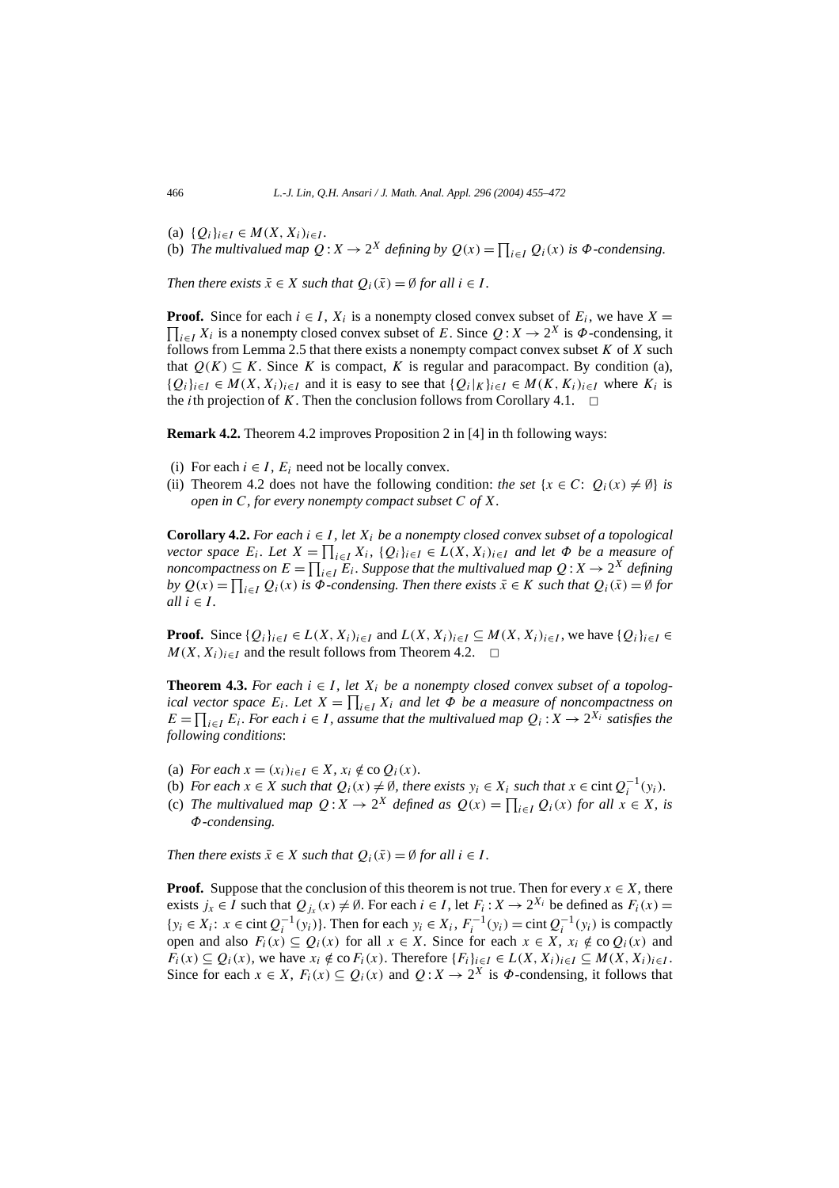(a) $\{Q_i\}_{i\in I} \in M(X, X_i)_{i\in I}$.
(b) *The multivalued map $Q : X \to 2^X$ defining by $Q(x) = \prod_{i\in I} Q_i(x)$ is $\Phi$-condensing.*

*Then there exists $\bar{x} \in X$ such that $Q_i(\bar{x}) = \emptyset$ for all $i \in I$.*

**Proof.** Since for each $i \in I$, $X_i$ is a nonempty closed convex subset of $E_i$, we have $X = \prod_{i\in I} X_i$ is a nonempty closed convex subset of $E$. Since $Q : X \to 2^X$ is $\Phi$-condensing, it follows from Lemma 2.5 that there exists a nonempty compact convex subset $K$ of $X$ such that $Q(K) \subseteq K$. Since $K$ is compact, $K$ is regular and paracompact. By condition (a), $\{Q_i\}_{i\in I} \in M(X, X_i)_{i\in I}$ and it is easy to see that $\{Q_i|_K\}_{i\in I} \in M(K, K_i)_{i\in I}$ where $K_i$ is the $i$th projection of $K$. Then the conclusion follows from Corollary 4.1. □

**Remark 4.2.** Theorem 4.2 improves Proposition 2 in [4] in th following ways:

(i) For each $i \in I$, $E_i$ need not be locally convex.
(ii) Theorem 4.2 does not have the following condition: *the set $\{x \in C\colon\ Q_i(x) \neq \emptyset\}$ is open in $C$, for every nonempty compact subset $C$ of $X$.*

**Corollary 4.2.** *For each $i \in I$, let $X_i$ be a nonempty closed convex subset of a topological vector space $E_i$. Let $X = \prod_{i\in I} X_i$, $\{Q_i\}_{i\in I} \in L(X, X_i)_{i\in I}$ and let $\Phi$ be a measure of noncompactness on $E = \prod_{i\in I} E_i$. Suppose that the multivalued map $Q : X \to 2^X$ defining by $Q(x) = \prod_{i\in I} Q_i(x)$ is $\Phi$-condensing. Then there exists $\bar{x} \in K$ such that $Q_i(\bar{x}) = \emptyset$ for all $i \in I$.*

**Proof.** Since $\{Q_i\}_{i\in I} \in L(X, X_i)_{i\in I}$ and $L(X, X_i)_{i\in I} \subseteq M(X, X_i)_{i\in I}$, we have $\{Q_i\}_{i\in I} \in M(X, X_i)_{i\in I}$ and the result follows from Theorem 4.2. □

**Theorem 4.3.** *For each $i \in I$, let $X_i$ be a nonempty closed convex subset of a topological vector space $E_i$. Let $X = \prod_{i\in I} X_i$ and let $\Phi$ be a measure of noncompactness on $E = \prod_{i\in I} E_i$. For each $i \in I$, assume that the multivalued map $Q_i : X \to 2^{X_i}$ satisfies the following conditions*:

(a) *For each $x = (x_i)_{i\in I} \in X$, $x_i \notin \operatorname{co} Q_i(x)$.*
(b) *For each $x \in X$ such that $Q_i(x) \neq \emptyset$, there exists $y_i \in X_i$ such that $x \in \operatorname{cint} Q_i^{-1}(y_i)$.*
(c) *The multivalued map $Q : X \to 2^X$ defined as $Q(x) = \prod_{i\in I} Q_i(x)$ for all $x \in X$, is $\Phi$-condensing.*

*Then there exists $\bar{x} \in X$ such that $Q_i(\bar{x}) = \emptyset$ for all $i \in I$.*

**Proof.** Suppose that the conclusion of this theorem is not true. Then for every $x \in X$, there exists $j_x \in I$ such that $Q_{j_x}(x) \neq \emptyset$. For each $i \in I$, let $F_i : X \to 2^{X_i}$ be defined as $F_i(x) = \{y_i \in X_i\colon\ x \in \operatorname{cint} Q_i^{-1}(y_i)\}$. Then for each $y_i \in X_i$, $F_i^{-1}(y_i) = \operatorname{cint} Q_i^{-1}(y_i)$ is compactly open and also $F_i(x) \subseteq Q_i(x)$ for all $x \in X$. Since for each $x \in X$, $x_i \notin \operatorname{co} Q_i(x)$ and $F_i(x) \subseteq Q_i(x)$, we have $x_i \notin \operatorname{co} F_i(x)$. Therefore $\{F_i\}_{i\in I} \in L(X, X_i)_{i\in I} \subseteq M(X, X_i)_{i\in I}$. Since for each $x \in X$, $F_i(x) \subseteq Q_i(x)$ and $Q : X \to 2^X$ is $\Phi$-condensing, it follows that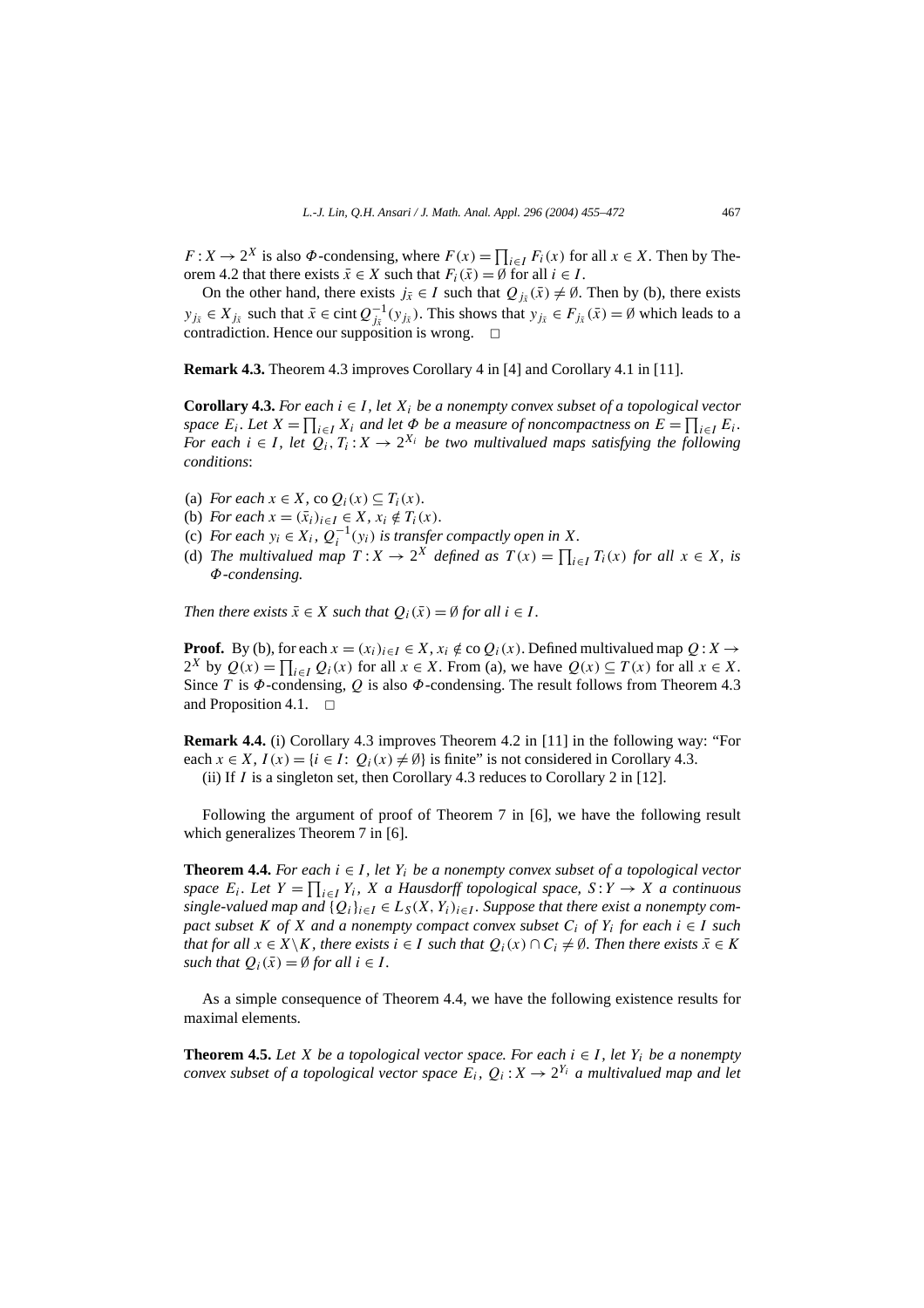$F : X \to 2^X$ is also $\Phi$-condensing, where $F(x) = \prod_{i \in I} F_i(x)$ for all $x \in X$. Then by Theorem 4.2 that there exists $\bar{x} \in X$ such that $F_i(\bar{x}) = \emptyset$ for all $i \in I$.

On the other hand, there exists $j_{\bar{x}} \in I$ such that $Q_{j_{\bar{x}}}(\bar{x}) \neq \emptyset$. Then by (b), there exists $y_{j_{\bar{x}}} \in X_{j_{\bar{x}}}$ such that $\bar{x} \in \operatorname{cint} Q_{j_{\bar{x}}}^{-1}(y_{j_{\bar{x}}})$. This shows that $y_{j_{\bar{x}}} \in F_{j_{\bar{x}}}(\bar{x}) = \emptyset$ which leads to a contradiction. Hence our supposition is wrong. $\square$

**Remark 4.3.** Theorem 4.3 improves Corollary 4 in [4] and Corollary 4.1 in [11].

**Corollary 4.3.** *For each $i \in I$, let $X_i$ be a nonempty convex subset of a topological vector space $E_i$. Let $X = \prod_{i \in I} X_i$ and let $\Phi$ be a measure of noncompactness on $E = \prod_{i \in I} E_i$. For each $i \in I$, let $Q_i, T_i : X \to 2^{X_i}$ be two multivalued maps satisfying the following conditions*:

(a) *For each $x \in X$, $\operatorname{co} Q_i(x) \subseteq T_i(x)$.*
(b) *For each $x = (\bar{x}_i)_{i \in I} \in X$, $x_i \notin T_i(x)$.*
(c) *For each $y_i \in X_i$, $Q_i^{-1}(y_i)$ is transfer compactly open in $X$.*
(d) *The multivalued map $T : X \to 2^X$ defined as $T(x) = \prod_{i \in I} T_i(x)$ for all $x \in X$, is $\Phi$-condensing.*

*Then there exists $\bar{x} \in X$ such that $Q_i(\bar{x}) = \emptyset$ for all $i \in I$.*

**Proof.** By (b), for each $x = (x_i)_{i \in I} \in X$, $x_i \notin \operatorname{co} Q_i(x)$. Defined multivalued map $Q : X \to 2^X$ by $Q(x) = \prod_{i \in I} Q_i(x)$ for all $x \in X$. From (a), we have $Q(x) \subseteq T(x)$ for all $x \in X$. Since $T$ is $\Phi$-condensing, $Q$ is also $\Phi$-condensing. The result follows from Theorem 4.3 and Proposition 4.1. $\square$

**Remark 4.4.** (i) Corollary 4.3 improves Theorem 4.2 in [11] in the following way: "For each $x \in X$, $I(x) = \{i \in I\colon Q_i(x) \neq \emptyset\}$ is finite" is not considered in Corollary 4.3.

(ii) If $I$ is a singleton set, then Corollary 4.3 reduces to Corollary 2 in [12].

Following the argument of proof of Theorem 7 in [6], we have the following result which generalizes Theorem 7 in [6].

**Theorem 4.4.** *For each $i \in I$, let $Y_i$ be a nonempty convex subset of a topological vector space $E_i$. Let $Y = \prod_{i \in I} Y_i$, $X$ a Hausdorff topological space, $S : Y \to X$ a continuous single-valued map and $\{Q_i\}_{i \in I} \in L_S(X, Y_i)_{i \in I}$. Suppose that there exist a nonempty compact subset $K$ of $X$ and a nonempty compact convex subset $C_i$ of $Y_i$ for each $i \in I$ such that for all $x \in X \setminus K$, there exists $i \in I$ such that $Q_i(x) \cap C_i \neq \emptyset$. Then there exists $\bar{x} \in K$ such that $Q_i(\bar{x}) = \emptyset$ for all $i \in I$.*

As a simple consequence of Theorem 4.4, we have the following existence results for maximal elements.

**Theorem 4.5.** *Let $X$ be a topological vector space. For each $i \in I$, let $Y_i$ be a nonempty convex subset of a topological vector space $E_i$, $Q_i : X \to 2^{Y_i}$ a multivalued map and let*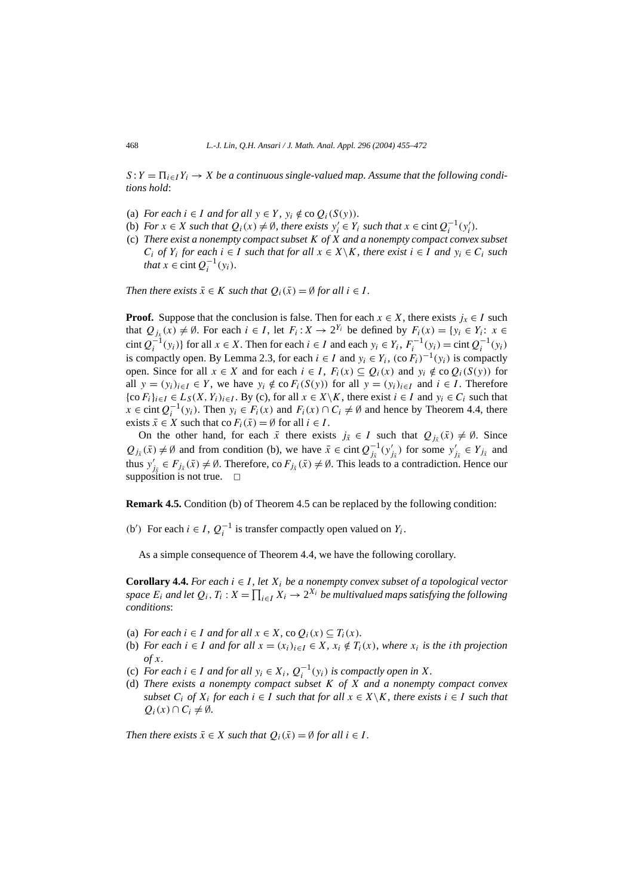$S : Y = \Pi_{i\in I} Y_i \to X$ *be a continuous single-valued map. Assume that the following conditions hold*:

(a) *For each* $i \in I$ *and for all* $y \in Y$, $y_i \notin \operatorname{co} Q_i(S(y))$.

(b) *For* $x \in X$ *such that* $Q_i(x) \neq \emptyset$, *there exists* $y_i' \in Y_i$ *such that* $x \in \operatorname{cint} Q_i^{-1}(y_i')$.

(c) *There exist a nonempty compact subset* $K$ *of* $X$ *and a nonempty compact convex subset* $C_i$ *of* $Y_i$ *for each* $i \in I$ *such that for all* $x \in X \setminus K$, *there exist* $i \in I$ *and* $y_i \in C_i$ *such that* $x \in \operatorname{cint} Q_i^{-1}(y_i)$.

*Then there exists* $\bar{x} \in K$ *such that* $Q_i(\bar{x}) = \emptyset$ *for all* $i \in I$.

**Proof.** Suppose that the conclusion is false. Then for each $x \in X$, there exists $j_x \in I$ such that $Q_{j_x}(x) \neq \emptyset$. For each $i \in I$, let $F_i : X \to 2^{Y_i}$ be defined by $F_i(x) = \{y_i \in Y_i \colon x \in \operatorname{cint} Q_i^{-1}(y_i)\}$ for all $x \in X$. Then for each $i \in I$ and each $y_i \in Y_i$, $F_i^{-1}(y_i) = \operatorname{cint} Q_i^{-1}(y_i)$ is compactly open. By Lemma 2.3, for each $i \in I$ and $y_i \in Y_i$, $(\operatorname{co} F_i)^{-1}(y_i)$ is compactly open. Since for all $x \in X$ and for each $i \in I$, $F_i(x) \subseteq Q_i(x)$ and $y_i \notin \operatorname{co} Q_i(S(y))$ for all $y = (y_i)_{i\in I} \in Y$, we have $y_i \notin \operatorname{co} F_i(S(y))$ for all $y = (y_i)_{i\in I}$ and $i \in I$. Therefore $\{\operatorname{co} F_i\}_{i\in I} \in L_S(X, Y_i)_{i\in I}$. By (c), for all $x \in X \setminus K$, there exist $i \in I$ and $y_i \in C_i$ such that $x \in \operatorname{cint} Q_i^{-1}(y_i)$. Then $y_i \in F_i(x)$ and $F_i(x) \cap C_i \neq \emptyset$ and hence by Theorem 4.4, there exists $\bar{x} \in X$ such that $\operatorname{co} F_i(\bar{x}) = \emptyset$ for all $i \in I$.

On the other hand, for each $\bar{x}$ there exists $j_{\bar{x}} \in I$ such that $Q_{j_{\bar{x}}}(\bar{x}) \neq \emptyset$. Since $Q_{j_{\bar{x}}}(\bar{x}) \neq \emptyset$ and from condition (b), we have $\bar{x} \in \operatorname{cint} Q_{j_{\bar{x}}}^{-1}(y_{j_{\bar{x}}}')$ for some $y_{j_{\bar{x}}}' \in Y_{j_{\bar{x}}}$ and thus $y_{j_{\bar{x}}}' \in F_{j_{\bar{x}}}(\bar{x}) \neq \emptyset$. Therefore, $\operatorname{co} F_{j_{\bar{x}}}(\bar{x}) \neq \emptyset$. This leads to a contradiction. Hence our supposition is not true. $\square$

**Remark 4.5.** Condition (b) of Theorem 4.5 can be replaced by the following condition:

(b′) For each $i \in I$, $Q_i^{-1}$ is transfer compactly open valued on $Y_i$.

As a simple consequence of Theorem 4.4, we have the following corollary.

**Corollary 4.4.** *For each* $i \in I$, *let* $X_i$ *be a nonempty convex subset of a topological vector space* $E_i$ *and let* $Q_i, T_i : X = \prod_{i\in I} X_i \to 2^{X_i}$ *be multivalued maps satisfying the following conditions*:

(a) *For each* $i \in I$ *and for all* $x \in X$, $\operatorname{co} Q_i(x) \subseteq T_i(x)$.

(b) *For each* $i \in I$ *and for all* $x = (x_i)_{i\in I} \in X$, $x_i \notin T_i(x)$, *where* $x_i$ *is the* $i$*th projection of* $x$.

(c) *For each* $i \in I$ *and for all* $y_i \in X_i$, $Q_i^{-1}(y_i)$ *is compactly open in* $X$.

(d) *There exists a nonempty compact subset* $K$ *of* $X$ *and a nonempty compact convex subset* $C_i$ *of* $X_i$ *for each* $i \in I$ *such that for all* $x \in X \setminus K$, *there exists* $i \in I$ *such that* $Q_i(x) \cap C_i \neq \emptyset$.

*Then there exists* $\bar{x} \in X$ *such that* $Q_i(\bar{x}) = \emptyset$ *for all* $i \in I$.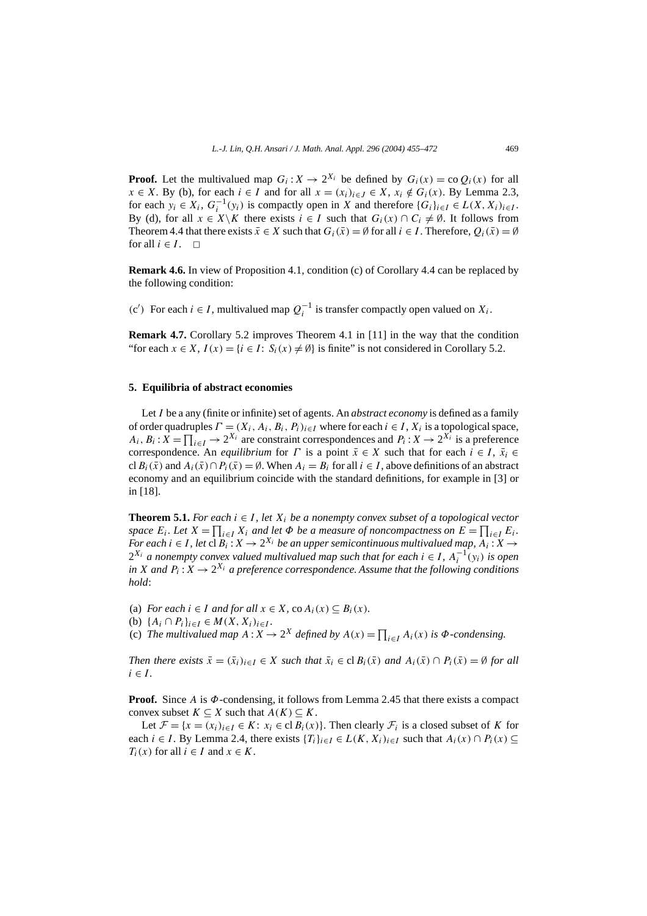**Proof.** Let the multivalued map $G_i : X \to 2^{X_i}$ be defined by $G_i(x) = \operatorname{co} Q_i(x)$ for all $x \in X$. By (b), for each $i \in I$ and for all $x = (x_i)_{i \in J} \in X$, $x_i \notin G_i(x)$. By Lemma 2.3, for each $y_i \in X_i$, $G_i^{-1}(y_i)$ is compactly open in $X$ and therefore $\{G_i\}_{i \in I} \in L(X, X_i)_{i \in I}$. By (d), for all $x \in X \backslash K$ there exists $i \in I$ such that $G_i(x) \cap C_i \neq \emptyset$. It follows from Theorem 4.4 that there exists $\bar{x} \in X$ such that $G_i(\bar{x}) = \emptyset$ for all $i \in I$. Therefore, $Q_i(\bar{x}) = \emptyset$ for all $i \in I$. $\square$

**Remark 4.6.** In view of Proposition 4.1, condition (c) of Corollary 4.4 can be replaced by the following condition:

(c′) For each $i \in I$, multivalued map $Q_i^{-1}$ is transfer compactly open valued on $X_i$.

**Remark 4.7.** Corollary 5.2 improves Theorem 4.1 in [11] in the way that the condition "for each $x \in X$, $I(x) = \{i \in I\colon S_i(x) \neq \emptyset\}$ is finite" is not considered in Corollary 5.2.

## 5. Equilibria of abstract economies

Let $I$ be a any (finite or infinite) set of agents. An *abstract economy* is defined as a family of order quadruples $\Gamma = (X_i, A_i, B_i, P_i)_{i \in I}$ where for each $i \in I$, $X_i$ is a topological space, $A_i, B_i : X = \prod_{i \in I} \to 2^{X_i}$ are constraint correspondences and $P_i : X \to 2^{X_i}$ is a preference correspondence. An *equilibrium* for $\Gamma$ is a point $\bar{x} \in X$ such that for each $i \in I$, $\bar{x}_i \in \operatorname{cl} B_i(\bar{x})$ and $A_i(\bar{x}) \cap P_i(\bar{x}) = \emptyset$. When $A_i = B_i$ for all $i \in I$, above definitions of an abstract economy and an equilibrium coincide with the standard definitions, for example in [3] or in [18].

**Theorem 5.1.** *For each $i \in I$, let $X_i$ be a nonempty convex subset of a topological vector space $E_i$. Let $X = \prod_{i \in I} X_i$ and let $\Phi$ be a measure of noncompactness on $E = \prod_{i \in I} E_i$. For each $i \in I$, let $\operatorname{cl} B_i : X \to 2^{X_i}$ be an upper semicontinuous multivalued map, $A_i : X \to 2^{X_i}$ a nonempty convex valued multivalued map such that for each $i \in I$, $A_i^{-1}(y_i)$ is open in $X$ and $P_i : X \to 2^{X_i}$ a preference correspondence. Assume that the following conditions hold*:

(a) *For each $i \in I$ and for all $x \in X$, $\operatorname{co} A_i(x) \subseteq B_i(x)$.*
(b) *$\{A_i \cap P_i\}_{i \in I} \in M(X, X_i)_{i \in I}$.*
(c) *The multivalued map $A : X \to 2^X$ defined by $A(x) = \prod_{i \in I} A_i(x)$ is $\Phi$-condensing.*

*Then there exists $\bar{x} = (\bar{x}_i)_{i \in I} \in X$ such that $\bar{x}_i \in \operatorname{cl} B_i(\bar{x})$ and $A_i(\bar{x}) \cap P_i(\bar{x}) = \emptyset$ for all $i \in I$.*

**Proof.** Since $A$ is $\Phi$-condensing, it follows from Lemma 2.45 that there exists a compact convex subset $K \subseteq X$ such that $A(K) \subseteq K$.

Let $\mathcal{F} = \{x = (x_i)_{i \in I} \in K\colon x_i \in \operatorname{cl} B_i(x)\}$. Then clearly $\mathcal{F}_i$ is a closed subset of $K$ for each $i \in I$. By Lemma 2.4, there exists $\{T_i\}_{i \in I} \in L(K, X_i)_{i \in I}$ such that $A_i(x) \cap P_i(x) \subseteq T_i(x)$ for all $i \in I$ and $x \in K$.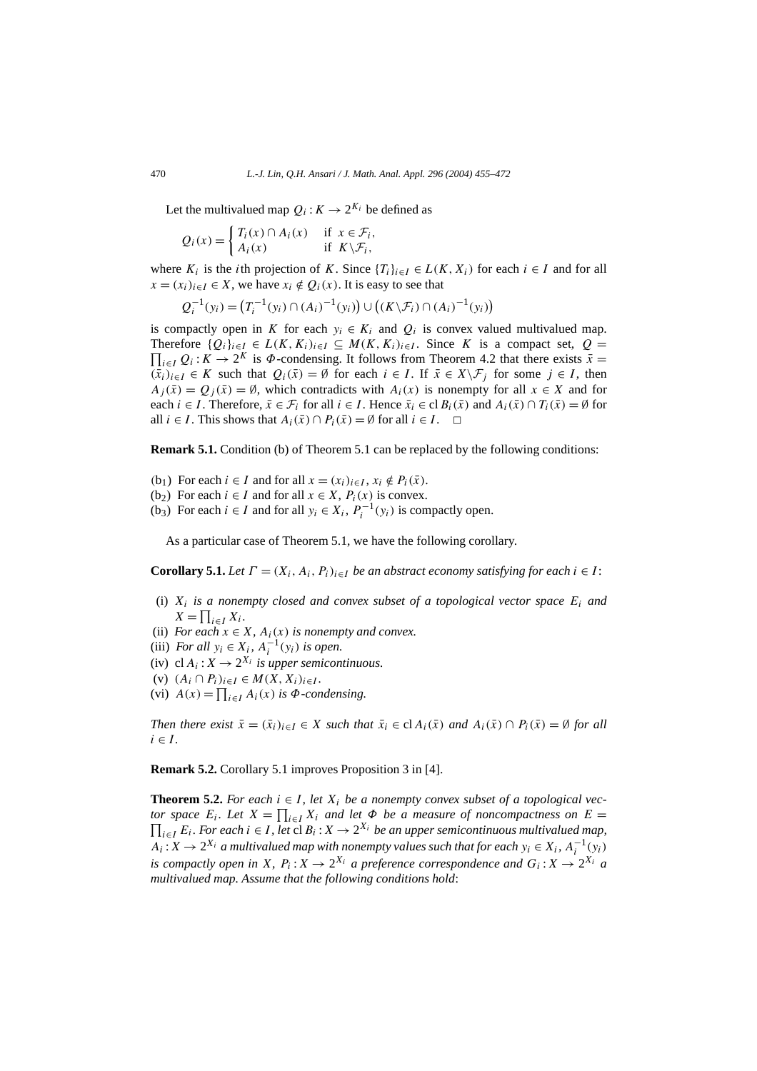Let the multivalued map $Q_i : K \to 2^{K_i}$ be defined as

$$Q_i(x) = \begin{cases} T_i(x) \cap A_i(x) & \text{if } x \in \mathcal{F}_i, \\ A_i(x) & \text{if } K \backslash \mathcal{F}_i, \end{cases}$$

where $K_i$ is the $i$th projection of $K$. Since $\{T_i\}_{i\in I} \in L(K, X_i)$ for each $i \in I$ and for all $x = (x_i)_{i\in I} \in X$, we have $x_i \notin Q_i(x)$. It is easy to see that

$$Q_i^{-1}(y_i) = \left(T_i^{-1}(y_i) \cap (A_i)^{-1}(y_i)\right) \cup \left((K \backslash \mathcal{F}_i) \cap (A_i)^{-1}(y_i)\right)$$

is compactly open in $K$ for each $y_i \in K_i$ and $Q_i$ is convex valued multivalued map. Therefore $\{Q_i\}_{i\in I} \in L(K, K_i)_{i\in I} \subseteq M(K, K_i)_{i\in I}$. Since $K$ is a compact set, $Q = \prod_{i\in I} Q_i : K \to 2^K$ is $\Phi$-condensing. It follows from Theorem 4.2 that there exists $\bar{x} = (\bar{x}_i)_{i\in I} \in K$ such that $Q_i(\bar{x}) = \emptyset$ for each $i \in I$. If $\bar{x} \in X \backslash \mathcal{F}_j$ for some $j \in I$, then $A_j(\bar{x}) = Q_j(\bar{x}) = \emptyset$, which contradicts with $A_i(x)$ is nonempty for all $x \in X$ and for each $i \in I$. Therefore, $\bar{x} \in \mathcal{F}_i$ for all $i \in I$. Hence $\bar{x}_i \in \operatorname{cl} B_i(\bar{x})$ and $A_i(\bar{x}) \cap T_i(\bar{x}) = \emptyset$ for all $i \in I$. This shows that $A_i(\bar{x}) \cap P_i(\bar{x}) = \emptyset$ for all $i \in I$. $\square$

**Remark 5.1.** Condition (b) of Theorem 5.1 can be replaced by the following conditions:

($b_1$) For each $i \in I$ and for all $x = (x_i)_{i\in I}$, $x_i \notin P_i(\bar{x})$.
($b_2$) For each $i \in I$ and for all $x \in X$, $P_i(x)$ is convex.
($b_3$) For each $i \in I$ and for all $y_i \in X_i$, $P_i^{-1}(y_i)$ is compactly open.

As a particular case of Theorem 5.1, we have the following corollary.

**Corollary 5.1.** *Let $\Gamma = (X_i, A_i, P_i)_{i\in I}$ be an abstract economy satisfying for each $i \in I$*:

(i) *$X_i$ is a nonempty closed and convex subset of a topological vector space $E_i$ and $X = \prod_{i\in I} X_i$.*
(ii) *For each $x \in X$, $A_i(x)$ is nonempty and convex.*
(iii) *For all $y_i \in X_i$, $A_i^{-1}(y_i)$ is open.*
(iv) *$\operatorname{cl} A_i : X \to 2^{X_i}$ is upper semicontinuous.*
(v) *$(A_i \cap P_i)_{i\in I} \in M(X, X_i)_{i\in I}$.*
(vi) *$A(x) = \prod_{i\in I} A_i(x)$ is $\Phi$-condensing.*

*Then there exist $\bar{x} = (\bar{x}_i)_{i\in I} \in X$ such that $\bar{x}_i \in \operatorname{cl} A_i(\bar{x})$ and $A_i(\bar{x}) \cap P_i(\bar{x}) = \emptyset$ for all $i \in I$.*

**Remark 5.2.** Corollary 5.1 improves Proposition 3 in [4].

**Theorem 5.2.** *For each $i \in I$, let $X_i$ be a nonempty convex subset of a topological vector space $E_i$. Let $X = \prod_{i\in I} X_i$ and let $\Phi$ be a measure of noncompactness on $E = \prod_{i\in I} E_i$. For each $i \in I$, let $\operatorname{cl} B_i : X \to 2^{X_i}$ be an upper semicontinuous multivalued map, $A_i : X \to 2^{X_i}$ a multivalued map with nonempty values such that for each $y_i \in X_i$, $A_i^{-1}(y_i)$ is compactly open in $X$, $P_i : X \to 2^{X_i}$ a preference correspondence and $G_i : X \to 2^{X_i}$ a multivalued map. Assume that the following conditions hold*: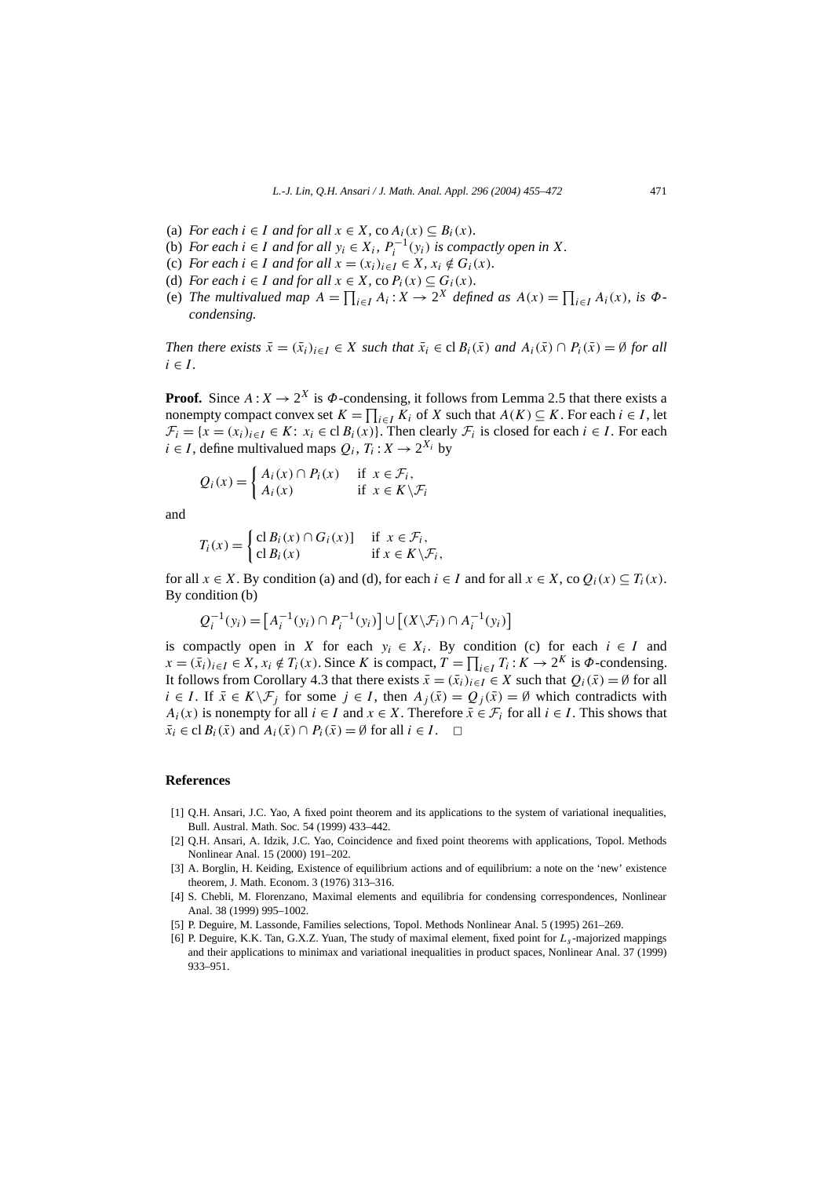(a) *For each $i \in I$ and for all $x \in X$, $\operatorname{co} A_i(x) \subseteq B_i(x)$.*

(b) *For each $i \in I$ and for all $y_i \in X_i$, $P_i^{-1}(y_i)$ is compactly open in $X$.*

(c) *For each $i \in I$ and for all $x = (x_i)_{i \in I} \in X$, $x_i \notin G_i(x)$.*

(d) *For each $i \in I$ and for all $x \in X$, $\operatorname{co} P_i(x) \subseteq G_i(x)$.*

(e) *The multivalued map $A = \prod_{i \in I} A_i : X \to 2^X$ defined as $A(x) = \prod_{i \in I} A_i(x)$, is $\Phi$-condensing.*

*Then there exists $\bar{x} = (\bar{x}_i)_{i \in I} \in X$ such that $\bar{x}_i \in \operatorname{cl} B_i(\bar{x})$ and $A_i(\bar{x}) \cap P_i(\bar{x}) = \emptyset$ for all $i \in I$.*

**Proof.** Since $A : X \to 2^X$ is $\Phi$-condensing, it follows from Lemma 2.5 that there exists a nonempty compact convex set $K = \prod_{i \in I} K_i$ of $X$ such that $A(K) \subseteq K$. For each $i \in I$, let $\mathcal{F}_i = \{x = (x_i)_{i \in I} \in K \colon x_i \in \operatorname{cl} B_i(x)\}$. Then clearly $\mathcal{F}_i$ is closed for each $i \in I$. For each $i \in I$, define multivalued maps $Q_i, T_i : X \to 2^{X_i}$ by

$$Q_i(x) = \begin{cases} A_i(x) \cap P_i(x) & \text{if } x \in \mathcal{F}_i, \\ A_i(x) & \text{if } x \in K \backslash \mathcal{F}_i \end{cases}$$

and

$$T_i(x) = \begin{cases} \operatorname{cl} B_i(x) \cap G_i(x)] & \text{if } x \in \mathcal{F}_i, \\ \operatorname{cl} B_i(x) & \text{if } x \in K \backslash \mathcal{F}_i, \end{cases}$$

for all $x \in X$. By condition (a) and (d), for each $i \in I$ and for all $x \in X$, $\operatorname{co} Q_i(x) \subseteq T_i(x)$. By condition (b)

$$Q_i^{-1}(y_i) = \left[A_i^{-1}(y_i) \cap P_i^{-1}(y_i)\right] \cup \left[(X \backslash \mathcal{F}_i) \cap A_i^{-1}(y_i)\right]$$

is compactly open in $X$ for each $y_i \in X_i$. By condition (c) for each $i \in I$ and $x = (\bar{x}_i)_{i \in I} \in X$, $x_i \notin T_i(x)$. Since $K$ is compact, $T = \prod_{i \in I} T_i : K \to 2^K$ is $\Phi$-condensing. It follows from Corollary 4.3 that there exists $\bar{x} = (\bar{x}_i)_{i \in I} \in X$ such that $Q_i(\bar{x}) = \emptyset$ for all $i \in I$. If $\bar{x} \in K \backslash \mathcal{F}_j$ for some $j \in I$, then $A_j(\bar{x}) = Q_j(\bar{x}) = \emptyset$ which contradicts with $A_i(x)$ is nonempty for all $i \in I$ and $x \in X$. Therefore $\bar{x} \in \mathcal{F}_i$ for all $i \in I$. This shows that $\bar{x}_i \in \operatorname{cl} B_i(\bar{x})$ and $A_i(\bar{x}) \cap P_i(\bar{x}) = \emptyset$ for all $i \in I$. $\square$

## References

[1] Q.H. Ansari, J.C. Yao, A fixed point theorem and its applications to the system of variational inequalities, Bull. Austral. Math. Soc. 54 (1999) 433–442.

[2] Q.H. Ansari, A. Idzik, J.C. Yao, Coincidence and fixed point theorems with applications, Topol. Methods Nonlinear Anal. 15 (2000) 191–202.

[3] A. Borglin, H. Keiding, Existence of equilibrium actions and of equilibrium: a note on the 'new' existence theorem, J. Math. Econom. 3 (1976) 313–316.

[4] S. Chebli, M. Florenzano, Maximal elements and equilibria for condensing correspondences, Nonlinear Anal. 38 (1999) 995–1002.

[5] P. Deguire, M. Lassonde, Families selections, Topol. Methods Nonlinear Anal. 5 (1995) 261–269.

[6] P. Deguire, K.K. Tan, G.X.Z. Yuan, The study of maximal element, fixed point for $L_s$-majorized mappings and their applications to minimax and variational inequalities in product spaces, Nonlinear Anal. 37 (1999) 933–951.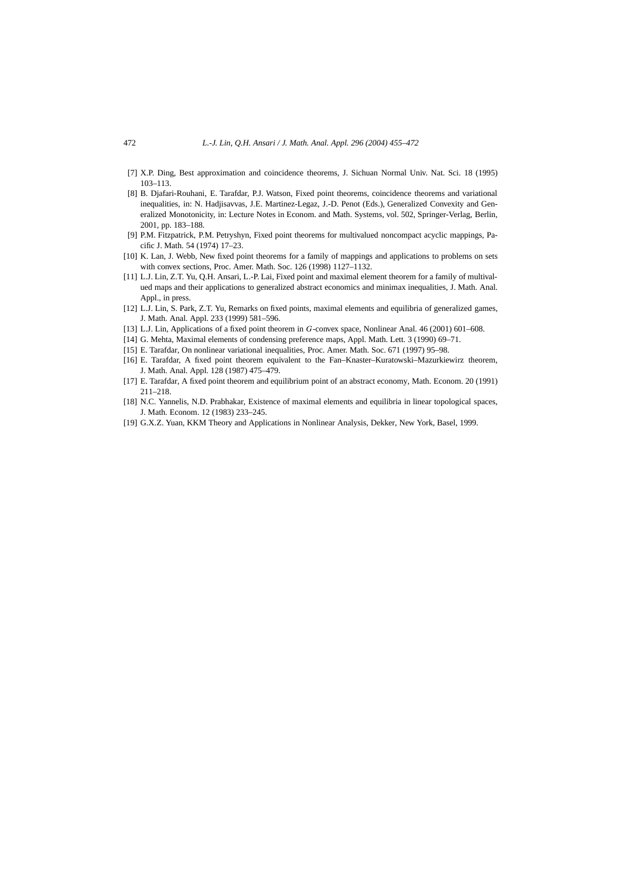[7] X.P. Ding, Best approximation and coincidence theorems, J. Sichuan Normal Univ. Nat. Sci. 18 (1995) 103–113.

[8] B. Djafari-Rouhani, E. Tarafdar, P.J. Watson, Fixed point theorems, coincidence theorems and variational inequalities, in: N. Hadjisavvas, J.E. Martinez-Legaz, J.-D. Penot (Eds.), Generalized Convexity and Generalized Monotonicity, in: Lecture Notes in Econom. and Math. Systems, vol. 502, Springer-Verlag, Berlin, 2001, pp. 183–188.

[9] P.M. Fitzpatrick, P.M. Petryshyn, Fixed point theorems for multivalued noncompact acyclic mappings, Pacific J. Math. 54 (1974) 17–23.

[10] K. Lan, J. Webb, New fixed point theorems for a family of mappings and applications to problems on sets with convex sections, Proc. Amer. Math. Soc. 126 (1998) 1127–1132.

[11] L.J. Lin, Z.T. Yu, Q.H. Ansari, L.-P. Lai, Fixed point and maximal element theorem for a family of multivalued maps and their applications to generalized abstract economics and minimax inequalities, J. Math. Anal. Appl., in press.

[12] L.J. Lin, S. Park, Z.T. Yu, Remarks on fixed points, maximal elements and equilibria of generalized games, J. Math. Anal. Appl. 233 (1999) 581–596.

[13] L.J. Lin, Applications of a fixed point theorem in $G$-convex space, Nonlinear Anal. 46 (2001) 601–608.

[14] G. Mehta, Maximal elements of condensing preference maps, Appl. Math. Lett. 3 (1990) 69–71.

[15] E. Tarafdar, On nonlinear variational inequalities, Proc. Amer. Math. Soc. 671 (1997) 95–98.

[16] E. Tarafdar, A fixed point theorem equivalent to the Fan–Knaster–Kuratowski–Mazurkiewirz theorem, J. Math. Anal. Appl. 128 (1987) 475–479.

[17] E. Tarafdar, A fixed point theorem and equilibrium point of an abstract economy, Math. Econom. 20 (1991) 211–218.

[18] N.C. Yannelis, N.D. Prabhakar, Existence of maximal elements and equilibria in linear topological spaces, J. Math. Econom. 12 (1983) 233–245.

[19] G.X.Z. Yuan, KKM Theory and Applications in Nonlinear Analysis, Dekker, New York, Basel, 1999.